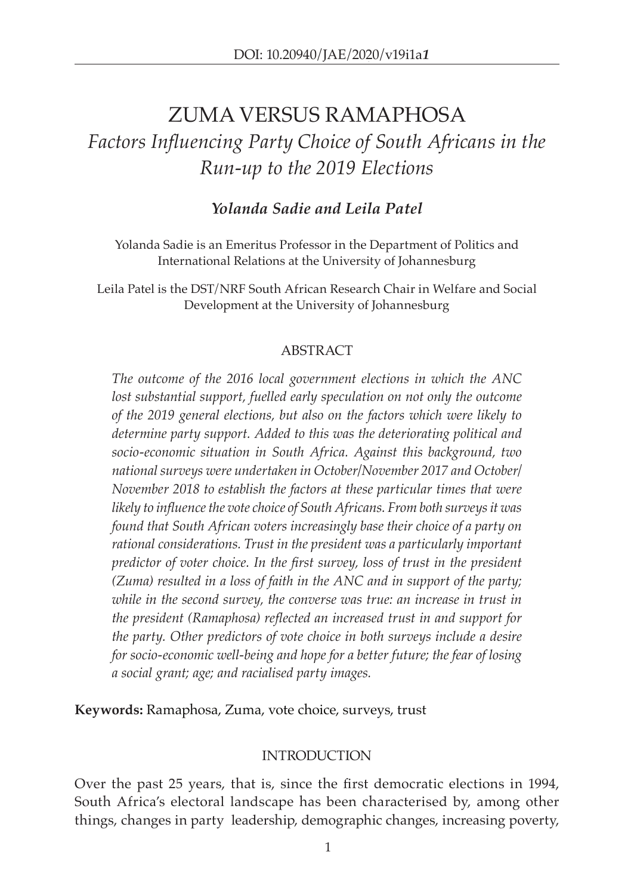DOI: 10.20940/JAE/2020/v19i1a*1*

# ZUMA VERSUS RAMAPHOSA

## *Factors Influencing Party Choice of South Africans in the Run-up to the 2019 Elections*

***Yolanda Sadie and Leila Patel***

Yolanda Sadie is an Emeritus Professor in the Department of Politics and International Relations at the University of Johannesburg

Leila Patel is the DST/NRF South African Research Chair in Welfare and Social Development at the University of Johannesburg

### ABSTRACT

*The outcome of the 2016 local government elections in which the ANC lost substantial support, fuelled early speculation on not only the outcome of the 2019 general elections, but also on the factors which were likely to determine party support. Added to this was the deteriorating political and socio-economic situation in South Africa. Against this background, two national surveys were undertaken in October/November 2017 and October/November 2018 to establish the factors at these particular times that were likely to influence the vote choice of South Africans. From both surveys it was found that South African voters increasingly base their choice of a party on rational considerations. Trust in the president was a particularly important predictor of voter choice. In the first survey, loss of trust in the president (Zuma) resulted in a loss of faith in the ANC and in support of the party; while in the second survey, the converse was true: an increase in trust in the president (Ramaphosa) reflected an increased trust in and support for the party. Other predictors of vote choice in both surveys include a desire for socio-economic well-being and hope for a better future; the fear of losing a social grant; age; and racialised party images.*

**Keywords:** Ramaphosa, Zuma, vote choice, surveys, trust

### INTRODUCTION

Over the past 25 years, that is, since the first democratic elections in 1994, South Africa's electoral landscape has been characterised by, among other things, changes in party leadership, demographic changes, increasing poverty,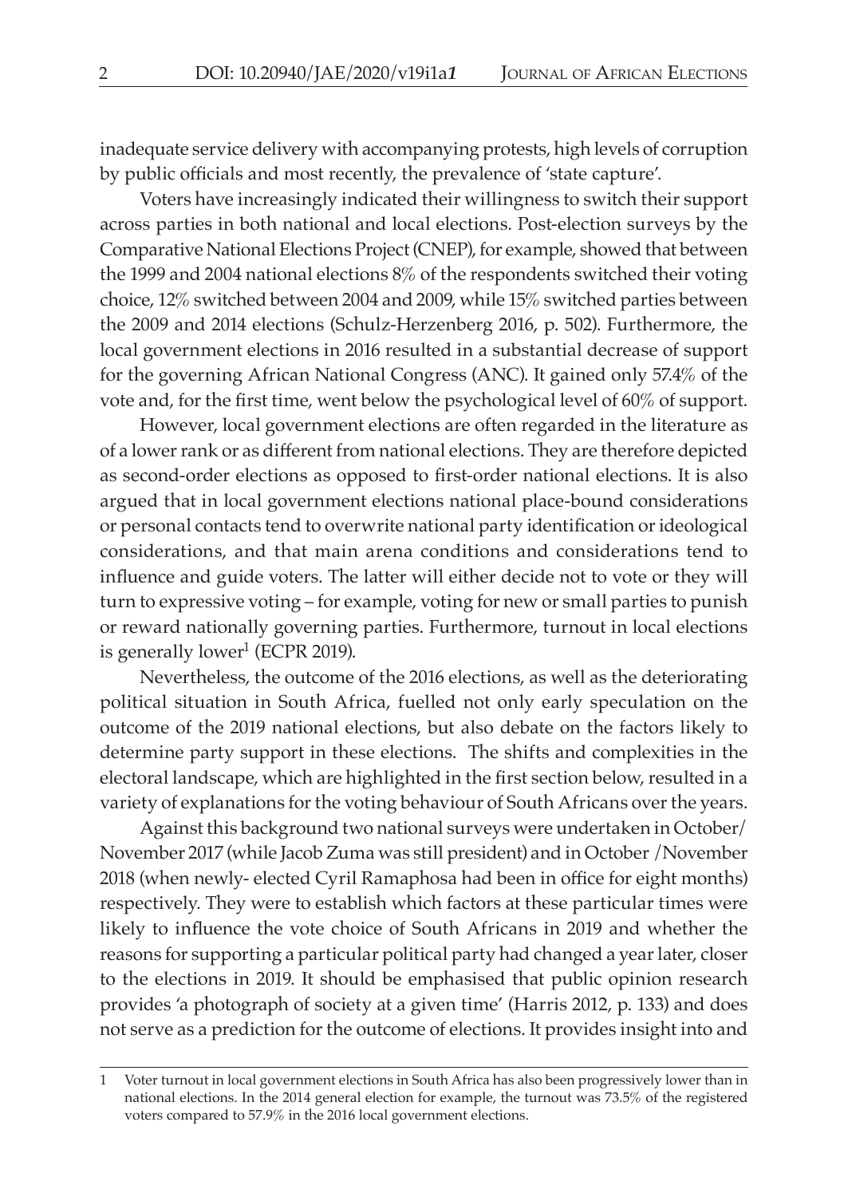inadequate service delivery with accompanying protests, high levels of corruption by public officials and most recently, the prevalence of 'state capture'.

Voters have increasingly indicated their willingness to switch their support across parties in both national and local elections. Post-election surveys by the Comparative National Elections Project (CNEP), for example, showed that between the 1999 and 2004 national elections 8% of the respondents switched their voting choice, 12% switched between 2004 and 2009, while 15% switched parties between the 2009 and 2014 elections (Schulz-Herzenberg 2016, p. 502). Furthermore, the local government elections in 2016 resulted in a substantial decrease of support for the governing African National Congress (ANC). It gained only 57.4% of the vote and, for the first time, went below the psychological level of 60% of support.

However, local government elections are often regarded in the literature as of a lower rank or as different from national elections. They are therefore depicted as second-order elections as opposed to first-order national elections. It is also argued that in local government elections national place-bound considerations or personal contacts tend to overwrite national party identification or ideological considerations, and that main arena conditions and considerations tend to influence and guide voters. The latter will either decide not to vote or they will turn to expressive voting – for example, voting for new or small parties to punish or reward nationally governing parties. Furthermore, turnout in local elections is generally lower[1] (ECPR 2019).

Nevertheless, the outcome of the 2016 elections, as well as the deteriorating political situation in South Africa, fuelled not only early speculation on the outcome of the 2019 national elections, but also debate on the factors likely to determine party support in these elections. The shifts and complexities in the electoral landscape, which are highlighted in the first section below, resulted in a variety of explanations for the voting behaviour of South Africans over the years.

Against this background two national surveys were undertaken in October/ November 2017 (while Jacob Zuma was still president) and in October /November 2018 (when newly- elected Cyril Ramaphosa had been in office for eight months) respectively. They were to establish which factors at these particular times were likely to influence the vote choice of South Africans in 2019 and whether the reasons for supporting a particular political party had changed a year later, closer to the elections in 2019. It should be emphasised that public opinion research provides 'a photograph of society at a given time' (Harris 2012, p. 133) and does not serve as a prediction for the outcome of elections. It provides insight into and

---

1 Voter turnout in local government elections in South Africa has also been progressively lower than in national elections. In the 2014 general election for example, the turnout was 73.5% of the registered voters compared to 57.9% in the 2016 local government elections.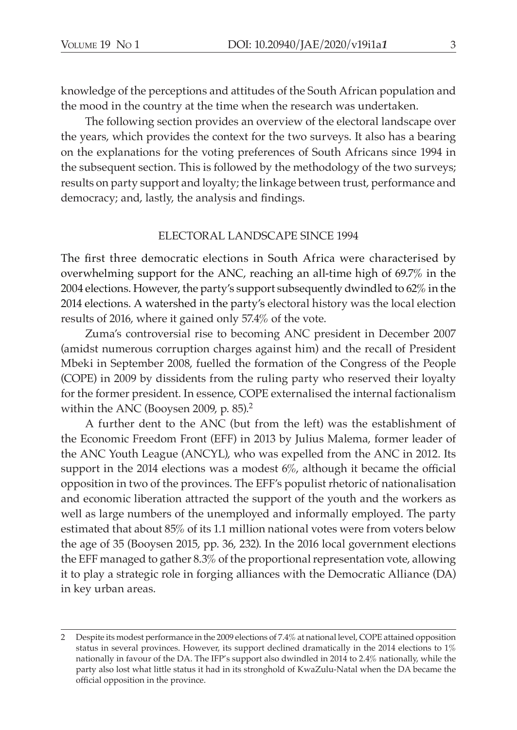knowledge of the perceptions and attitudes of the South African population and the mood in the country at the time when the research was undertaken.

The following section provides an overview of the electoral landscape over the years, which provides the context for the two surveys. It also has a bearing on the explanations for the voting preferences of South Africans since 1994 in the subsequent section. This is followed by the methodology of the two surveys; results on party support and loyalty; the linkage between trust, performance and democracy; and, lastly, the analysis and findings.

## ELECTORAL LANDSCAPE SINCE 1994

The first three democratic elections in South Africa were characterised by overwhelming support for the ANC, reaching an all-time high of 69.7% in the 2004 elections. However, the party's support subsequently dwindled to 62% in the 2014 elections. A watershed in the party's electoral history was the local election results of 2016, where it gained only 57.4% of the vote.

Zuma's controversial rise to becoming ANC president in December 2007 (amidst numerous corruption charges against him) and the recall of President Mbeki in September 2008, fuelled the formation of the Congress of the People (COPE) in 2009 by dissidents from the ruling party who reserved their loyalty for the former president. In essence, COPE externalised the internal factionalism within the ANC (Booysen 2009, p. 85).[2]

A further dent to the ANC (but from the left) was the establishment of the Economic Freedom Front (EFF) in 2013 by Julius Malema, former leader of the ANC Youth League (ANCYL), who was expelled from the ANC in 2012. Its support in the 2014 elections was a modest 6%, although it became the official opposition in two of the provinces. The EFF's populist rhetoric of nationalisation and economic liberation attracted the support of the youth and the workers as well as large numbers of the unemployed and informally employed. The party estimated that about 85% of its 1.1 million national votes were from voters below the age of 35 (Booysen 2015, pp. 36, 232). In the 2016 local government elections the EFF managed to gather 8.3% of the proportional representation vote, allowing it to play a strategic role in forging alliances with the Democratic Alliance (DA) in key urban areas.

---

2 Despite its modest performance in the 2009 elections of 7.4% at national level, COPE attained opposition status in several provinces. However, its support declined dramatically in the 2014 elections to 1% nationally in favour of the DA. The IFP's support also dwindled in 2014 to 2.4% nationally, while the party also lost what little status it had in its stronghold of KwaZulu-Natal when the DA became the official opposition in the province.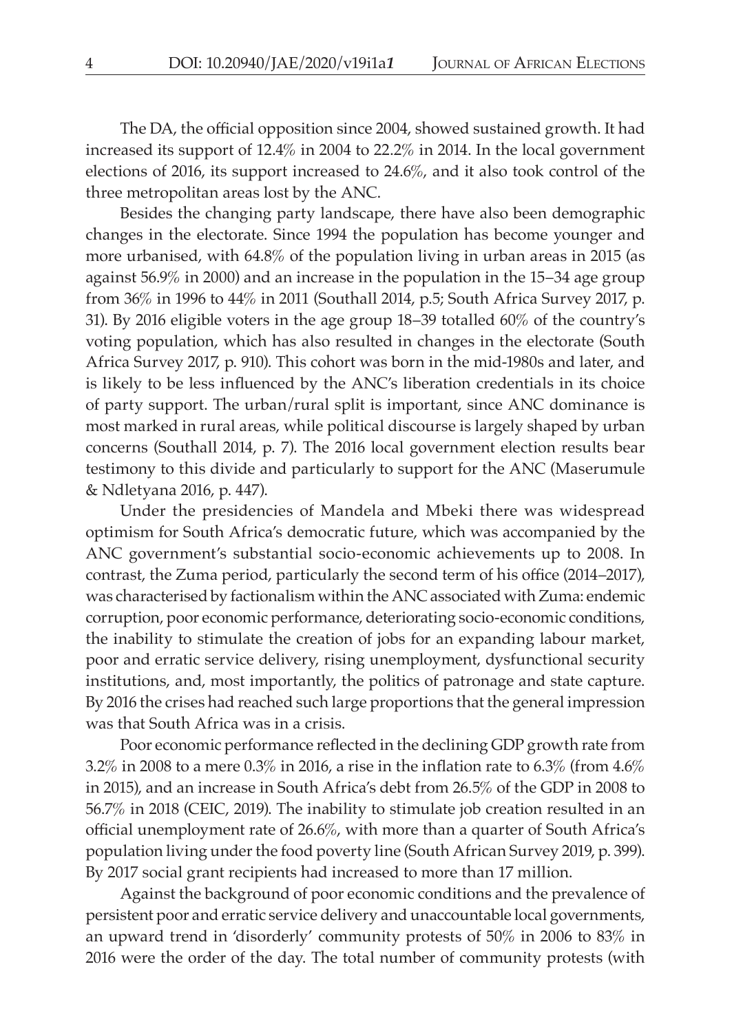The DA, the official opposition since 2004, showed sustained growth. It had increased its support of 12.4% in 2004 to 22.2% in 2014. In the local government elections of 2016, its support increased to 24.6%, and it also took control of the three metropolitan areas lost by the ANC.

Besides the changing party landscape, there have also been demographic changes in the electorate. Since 1994 the population has become younger and more urbanised, with 64.8% of the population living in urban areas in 2015 (as against 56.9% in 2000) and an increase in the population in the 15–34 age group from 36% in 1996 to 44% in 2011 (Southall 2014, p.5; South Africa Survey 2017, p. 31). By 2016 eligible voters in the age group 18–39 totalled 60% of the country's voting population, which has also resulted in changes in the electorate (South Africa Survey 2017, p. 910). This cohort was born in the mid-1980s and later, and is likely to be less influenced by the ANC's liberation credentials in its choice of party support. The urban/rural split is important, since ANC dominance is most marked in rural areas, while political discourse is largely shaped by urban concerns (Southall 2014, p. 7). The 2016 local government election results bear testimony to this divide and particularly to support for the ANC (Maserumule & Ndletyana 2016, p. 447).

Under the presidencies of Mandela and Mbeki there was widespread optimism for South Africa's democratic future, which was accompanied by the ANC government's substantial socio-economic achievements up to 2008. In contrast, the Zuma period, particularly the second term of his office (2014–2017), was characterised by factionalism within the ANC associated with Zuma: endemic corruption, poor economic performance, deteriorating socio-economic conditions, the inability to stimulate the creation of jobs for an expanding labour market, poor and erratic service delivery, rising unemployment, dysfunctional security institutions, and, most importantly, the politics of patronage and state capture. By 2016 the crises had reached such large proportions that the general impression was that South Africa was in a crisis.

Poor economic performance reflected in the declining GDP growth rate from 3.2% in 2008 to a mere 0.3% in 2016, a rise in the inflation rate to 6.3% (from 4.6% in 2015), and an increase in South Africa's debt from 26.5% of the GDP in 2008 to 56.7% in 2018 (CEIC, 2019). The inability to stimulate job creation resulted in an official unemployment rate of 26.6%, with more than a quarter of South Africa's population living under the food poverty line (South African Survey 2019, p. 399). By 2017 social grant recipients had increased to more than 17 million.

Against the background of poor economic conditions and the prevalence of persistent poor and erratic service delivery and unaccountable local governments, an upward trend in 'disorderly' community protests of 50% in 2006 to 83% in 2016 were the order of the day. The total number of community protests (with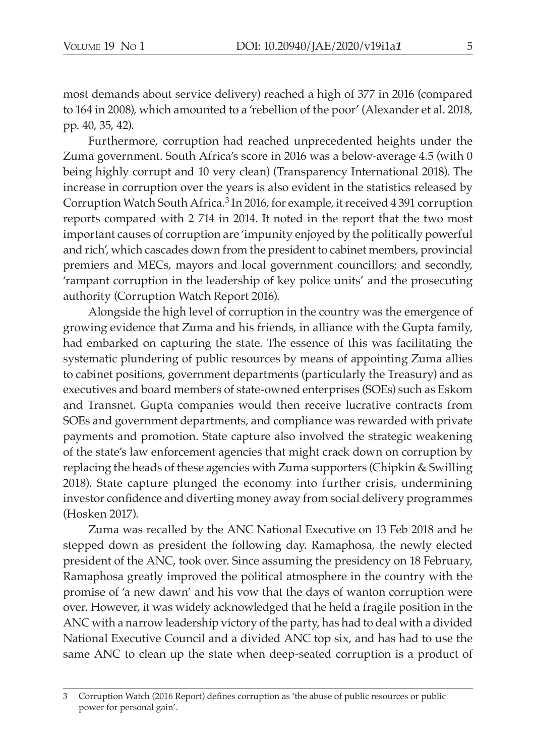most demands about service delivery) reached a high of 377 in 2016 (compared to 164 in 2008), which amounted to a 'rebellion of the poor' (Alexander et al. 2018, pp. 40, 35, 42).

Furthermore, corruption had reached unprecedented heights under the Zuma government. South Africa's score in 2016 was a below-average 4.5 (with 0 being highly corrupt and 10 very clean) (Transparency International 2018). The increase in corruption over the years is also evident in the statistics released by Corruption Watch South Africa.[3] In 2016, for example, it received 4 391 corruption reports compared with 2 714 in 2014. It noted in the report that the two most important causes of corruption are 'impunity enjoyed by the politically powerful and rich', which cascades down from the president to cabinet members, provincial premiers and MECs, mayors and local government councillors; and secondly, 'rampant corruption in the leadership of key police units' and the prosecuting authority (Corruption Watch Report 2016).

Alongside the high level of corruption in the country was the emergence of growing evidence that Zuma and his friends, in alliance with the Gupta family, had embarked on capturing the state. The essence of this was facilitating the systematic plundering of public resources by means of appointing Zuma allies to cabinet positions, government departments (particularly the Treasury) and as executives and board members of state-owned enterprises (SOEs) such as Eskom and Transnet. Gupta companies would then receive lucrative contracts from SOEs and government departments, and compliance was rewarded with private payments and promotion. State capture also involved the strategic weakening of the state's law enforcement agencies that might crack down on corruption by replacing the heads of these agencies with Zuma supporters (Chipkin & Swilling 2018). State capture plunged the economy into further crisis, undermining investor confidence and diverting money away from social delivery programmes (Hosken 2017).

Zuma was recalled by the ANC National Executive on 13 Feb 2018 and he stepped down as president the following day. Ramaphosa, the newly elected president of the ANC, took over. Since assuming the presidency on 18 February, Ramaphosa greatly improved the political atmosphere in the country with the promise of 'a new dawn' and his vow that the days of wanton corruption were over. However, it was widely acknowledged that he held a fragile position in the ANC with a narrow leadership victory of the party, has had to deal with a divided National Executive Council and a divided ANC top six, and has had to use the same ANC to clean up the state when deep-seated corruption is a product of

---

3 Corruption Watch (2016 Report) defines corruption as 'the abuse of public resources or public power for personal gain'.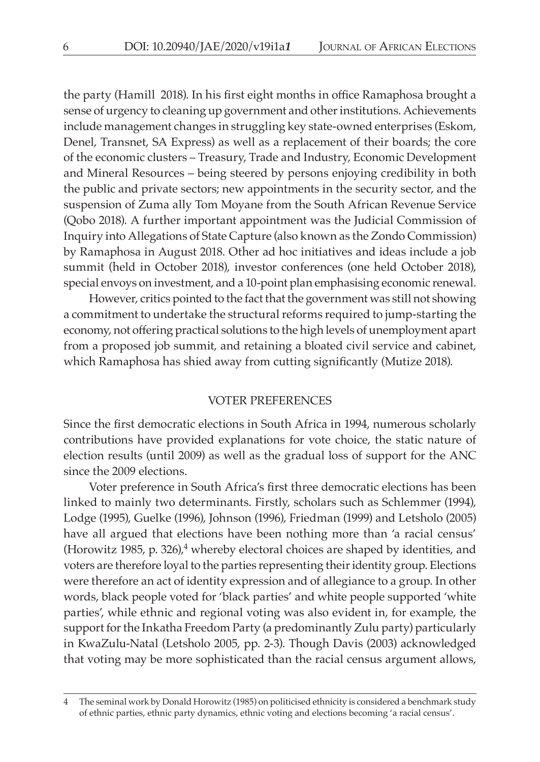the party (Hamill 2018). In his first eight months in office Ramaphosa brought a sense of urgency to cleaning up government and other institutions. Achievements include management changes in struggling key state-owned enterprises (Eskom, Denel, Transnet, SA Express) as well as a replacement of their boards; the core of the economic clusters – Treasury, Trade and Industry, Economic Development and Mineral Resources – being steered by persons enjoying credibility in both the public and private sectors; new appointments in the security sector, and the suspension of Zuma ally Tom Moyane from the South African Revenue Service (Qobo 2018). A further important appointment was the Judicial Commission of Inquiry into Allegations of State Capture (also known as the Zondo Commission) by Ramaphosa in August 2018. Other ad hoc initiatives and ideas include a job summit (held in October 2018), investor conferences (one held October 2018), special envoys on investment, and a 10-point plan emphasising economic renewal.

However, critics pointed to the fact that the government was still not showing a commitment to undertake the structural reforms required to jump-starting the economy, not offering practical solutions to the high levels of unemployment apart from a proposed job summit, and retaining a bloated civil service and cabinet, which Ramaphosa has shied away from cutting significantly (Mutize 2018).

## VOTER PREFERENCES

Since the first democratic elections in South Africa in 1994, numerous scholarly contributions have provided explanations for vote choice, the static nature of election results (until 2009) as well as the gradual loss of support for the ANC since the 2009 elections.

Voter preference in South Africa's first three democratic elections has been linked to mainly two determinants. Firstly, scholars such as Schlemmer (1994), Lodge (1995), Guelke (1996), Johnson (1996), Friedman (1999) and Letsholo (2005) have all argued that elections have been nothing more than 'a racial census' (Horowitz 1985, p. 326),[4] whereby electoral choices are shaped by identities, and voters are therefore loyal to the parties representing their identity group. Elections were therefore an act of identity expression and of allegiance to a group. In other words, black people voted for 'black parties' and white people supported 'white parties', while ethnic and regional voting was also evident in, for example, the support for the Inkatha Freedom Party (a predominantly Zulu party) particularly in KwaZulu-Natal (Letsholo 2005, pp. 2-3). Though Davis (2003) acknowledged that voting may be more sophisticated than the racial census argument allows,

---

4 The seminal work by Donald Horowitz (1985) on politicised ethnicity is considered a benchmark study of ethnic parties, ethnic party dynamics, ethnic voting and elections becoming 'a racial census'.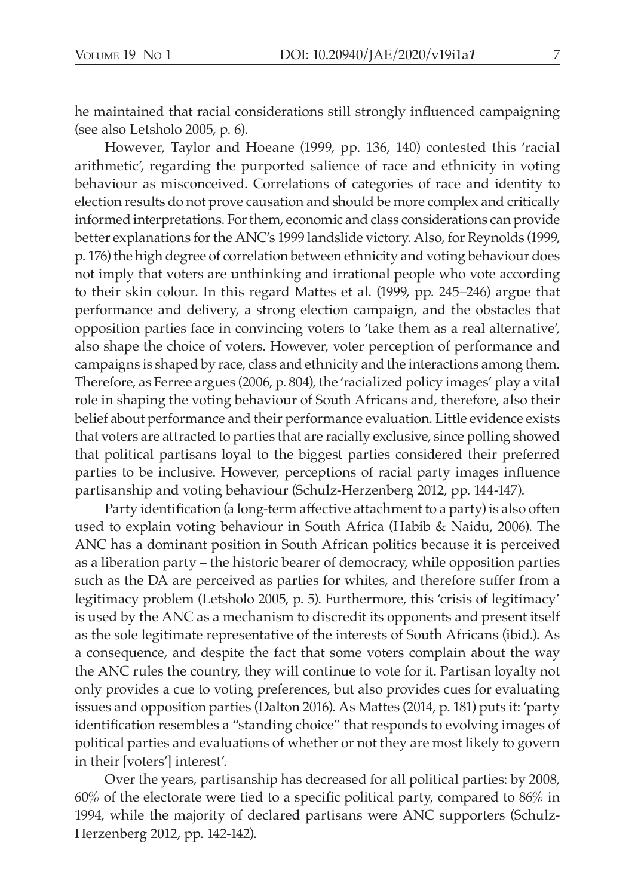he maintained that racial considerations still strongly influenced campaigning (see also Letsholo 2005, p. 6).

However, Taylor and Hoeane (1999, pp. 136, 140) contested this 'racial arithmetic', regarding the purported salience of race and ethnicity in voting behaviour as misconceived. Correlations of categories of race and identity to election results do not prove causation and should be more complex and critically informed interpretations. For them, economic and class considerations can provide better explanations for the ANC's 1999 landslide victory. Also, for Reynolds (1999, p. 176) the high degree of correlation between ethnicity and voting behaviour does not imply that voters are unthinking and irrational people who vote according to their skin colour. In this regard Mattes et al. (1999, pp. 245–246) argue that performance and delivery, a strong election campaign, and the obstacles that opposition parties face in convincing voters to 'take them as a real alternative', also shape the choice of voters. However, voter perception of performance and campaigns is shaped by race, class and ethnicity and the interactions among them. Therefore, as Ferree argues (2006, p. 804), the 'racialized policy images' play a vital role in shaping the voting behaviour of South Africans and, therefore, also their belief about performance and their performance evaluation. Little evidence exists that voters are attracted to parties that are racially exclusive, since polling showed that political partisans loyal to the biggest parties considered their preferred parties to be inclusive. However, perceptions of racial party images influence partisanship and voting behaviour (Schulz-Herzenberg 2012, pp. 144-147).

Party identification (a long-term affective attachment to a party) is also often used to explain voting behaviour in South Africa (Habib & Naidu, 2006). The ANC has a dominant position in South African politics because it is perceived as a liberation party – the historic bearer of democracy, while opposition parties such as the DA are perceived as parties for whites, and therefore suffer from a legitimacy problem (Letsholo 2005, p. 5). Furthermore, this 'crisis of legitimacy' is used by the ANC as a mechanism to discredit its opponents and present itself as the sole legitimate representative of the interests of South Africans (ibid.). As a consequence, and despite the fact that some voters complain about the way the ANC rules the country, they will continue to vote for it. Partisan loyalty not only provides a cue to voting preferences, but also provides cues for evaluating issues and opposition parties (Dalton 2016). As Mattes (2014, p. 181) puts it: 'party identification resembles a "standing choice" that responds to evolving images of political parties and evaluations of whether or not they are most likely to govern in their [voters'] interest'.

Over the years, partisanship has decreased for all political parties: by 2008, 60% of the electorate were tied to a specific political party, compared to 86% in 1994, while the majority of declared partisans were ANC supporters (Schulz-Herzenberg 2012, pp. 142-142).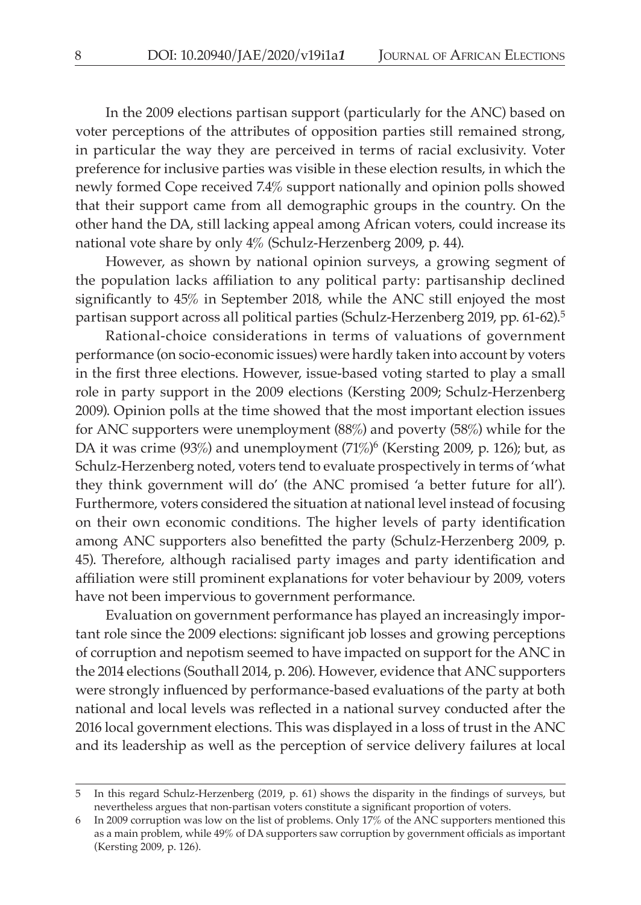In the 2009 elections partisan support (particularly for the ANC) based on voter perceptions of the attributes of opposition parties still remained strong, in particular the way they are perceived in terms of racial exclusivity. Voter preference for inclusive parties was visible in these election results, in which the newly formed Cope received 7.4% support nationally and opinion polls showed that their support came from all demographic groups in the country. On the other hand the DA, still lacking appeal among African voters, could increase its national vote share by only 4% (Schulz-Herzenberg 2009, p. 44).

However, as shown by national opinion surveys, a growing segment of the population lacks affiliation to any political party: partisanship declined significantly to 45% in September 2018, while the ANC still enjoyed the most partisan support across all political parties (Schulz-Herzenberg 2019, pp. 61-62).[5]

Rational-choice considerations in terms of valuations of government performance (on socio-economic issues) were hardly taken into account by voters in the first three elections. However, issue-based voting started to play a small role in party support in the 2009 elections (Kersting 2009; Schulz-Herzenberg 2009). Opinion polls at the time showed that the most important election issues for ANC supporters were unemployment (88%) and poverty (58%) while for the DA it was crime (93%) and unemployment (71%)[6] (Kersting 2009, p. 126); but, as Schulz-Herzenberg noted, voters tend to evaluate prospectively in terms of 'what they think government will do' (the ANC promised 'a better future for all'). Furthermore, voters considered the situation at national level instead of focusing on their own economic conditions. The higher levels of party identification among ANC supporters also benefitted the party (Schulz-Herzenberg 2009, p. 45). Therefore, although racialised party images and party identification and affiliation were still prominent explanations for voter behaviour by 2009, voters have not been impervious to government performance.

Evaluation on government performance has played an increasingly important role since the 2009 elections: significant job losses and growing perceptions of corruption and nepotism seemed to have impacted on support for the ANC in the 2014 elections (Southall 2014, p. 206). However, evidence that ANC supporters were strongly influenced by performance-based evaluations of the party at both national and local levels was reflected in a national survey conducted after the 2016 local government elections. This was displayed in a loss of trust in the ANC and its leadership as well as the perception of service delivery failures at local

---

5 In this regard Schulz-Herzenberg (2019, p. 61) shows the disparity in the findings of surveys, but nevertheless argues that non-partisan voters constitute a significant proportion of voters.

6 In 2009 corruption was low on the list of problems. Only 17% of the ANC supporters mentioned this as a main problem, while 49% of DA supporters saw corruption by government officials as important (Kersting 2009, p. 126).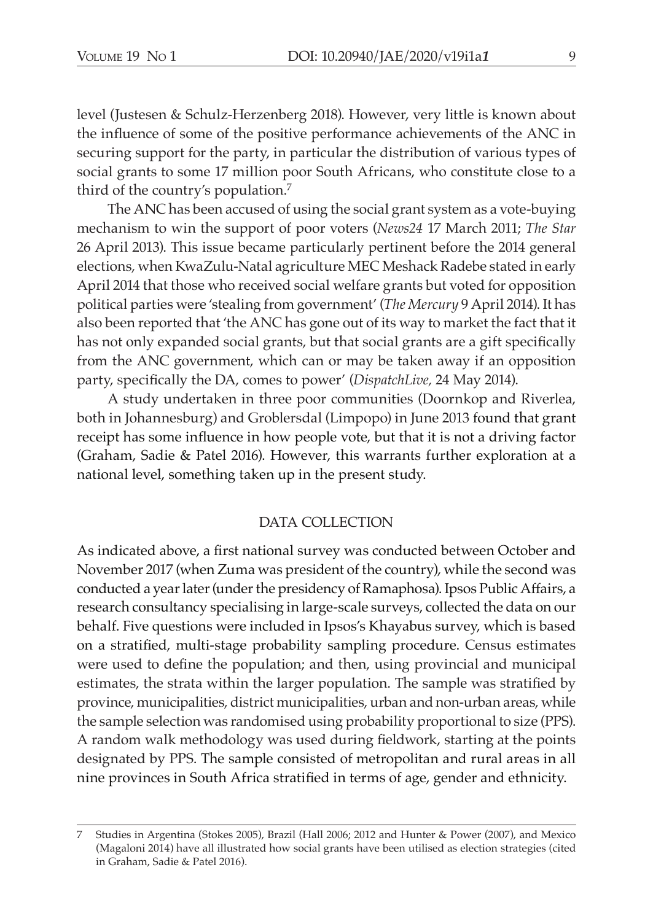level (Justesen & Schulz-Herzenberg 2018). However, very little is known about the influence of some of the positive performance achievements of the ANC in securing support for the party, in particular the distribution of various types of social grants to some 17 million poor South Africans, who constitute close to a third of the country's population.[7]

The ANC has been accused of using the social grant system as a vote-buying mechanism to win the support of poor voters (*News24* 17 March 2011; *The Star* 26 April 2013). This issue became particularly pertinent before the 2014 general elections, when KwaZulu-Natal agriculture MEC Meshack Radebe stated in early April 2014 that those who received social welfare grants but voted for opposition political parties were 'stealing from government' (*The Mercury* 9 April 2014). It has also been reported that 'the ANC has gone out of its way to market the fact that it has not only expanded social grants, but that social grants are a gift specifically from the ANC government, which can or may be taken away if an opposition party, specifically the DA, comes to power' (*DispatchLive,* 24 May 2014).

A study undertaken in three poor communities (Doornkop and Riverlea, both in Johannesburg) and Groblersdal (Limpopo) in June 2013 found that grant receipt has some influence in how people vote, but that it is not a driving factor (Graham, Sadie & Patel 2016). However, this warrants further exploration at a national level, something taken up in the present study.

## DATA COLLECTION

As indicated above, a first national survey was conducted between October and November 2017 (when Zuma was president of the country), while the second was conducted a year later (under the presidency of Ramaphosa). Ipsos Public Affairs, a research consultancy specialising in large-scale surveys, collected the data on our behalf. Five questions were included in Ipsos's Khayabus survey, which is based on a stratified, multi-stage probability sampling procedure. Census estimates were used to define the population; and then, using provincial and municipal estimates, the strata within the larger population. The sample was stratified by province, municipalities, district municipalities, urban and non-urban areas, while the sample selection was randomised using probability proportional to size (PPS). A random walk methodology was used during fieldwork, starting at the points designated by PPS. The sample consisted of metropolitan and rural areas in all nine provinces in South Africa stratified in terms of age, gender and ethnicity.

---

7 Studies in Argentina (Stokes 2005), Brazil (Hall 2006; 2012 and Hunter & Power (2007), and Mexico (Magaloni 2014) have all illustrated how social grants have been utilised as election strategies (cited in Graham, Sadie & Patel 2016).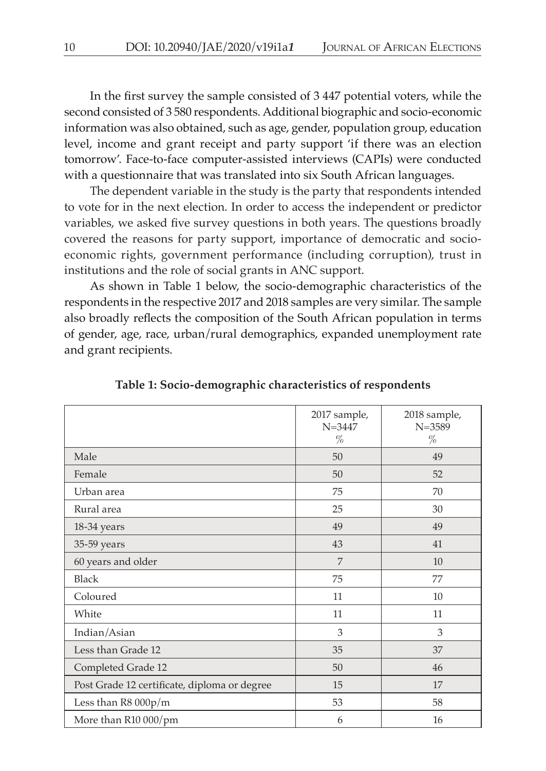In the first survey the sample consisted of 3 447 potential voters, while the second consisted of 3 580 respondents. Additional biographic and socio-economic information was also obtained, such as age, gender, population group, education level, income and grant receipt and party support 'if there was an election tomorrow'. Face-to-face computer-assisted interviews (CAPIs) were conducted with a questionnaire that was translated into six South African languages.

The dependent variable in the study is the party that respondents intended to vote for in the next election. In order to access the independent or predictor variables, we asked five survey questions in both years. The questions broadly covered the reasons for party support, importance of democratic and socio-economic rights, government performance (including corruption), trust in institutions and the role of social grants in ANC support.

As shown in Table 1 below, the socio-demographic characteristics of the respondents in the respective 2017 and 2018 samples are very similar. The sample also broadly reflects the composition of the South African population in terms of gender, age, race, urban/rural demographics, expanded unemployment rate and grant recipients.

**Table 1: Socio-demographic characteristics of respondents**

| | 2017 sample, N=3447 % | 2018 sample, N=3589 % |
|---|---|---|
| Male | 50 | 49 |
| Female | 50 | 52 |
| Urban area | 75 | 70 |
| Rural area | 25 | 30 |
| 18-34 years | 49 | 49 |
| 35-59 years | 43 | 41 |
| 60 years and older | 7 | 10 |
| Black | 75 | 77 |
| Coloured | 11 | 10 |
| White | 11 | 11 |
| Indian/Asian | 3 | 3 |
| Less than Grade 12 | 35 | 37 |
| Completed Grade 12 | 50 | 46 |
| Post Grade 12 certificate, diploma or degree | 15 | 17 |
| Less than R8 000p/m | 53 | 58 |
| More than R10 000/pm | 6 | 16 |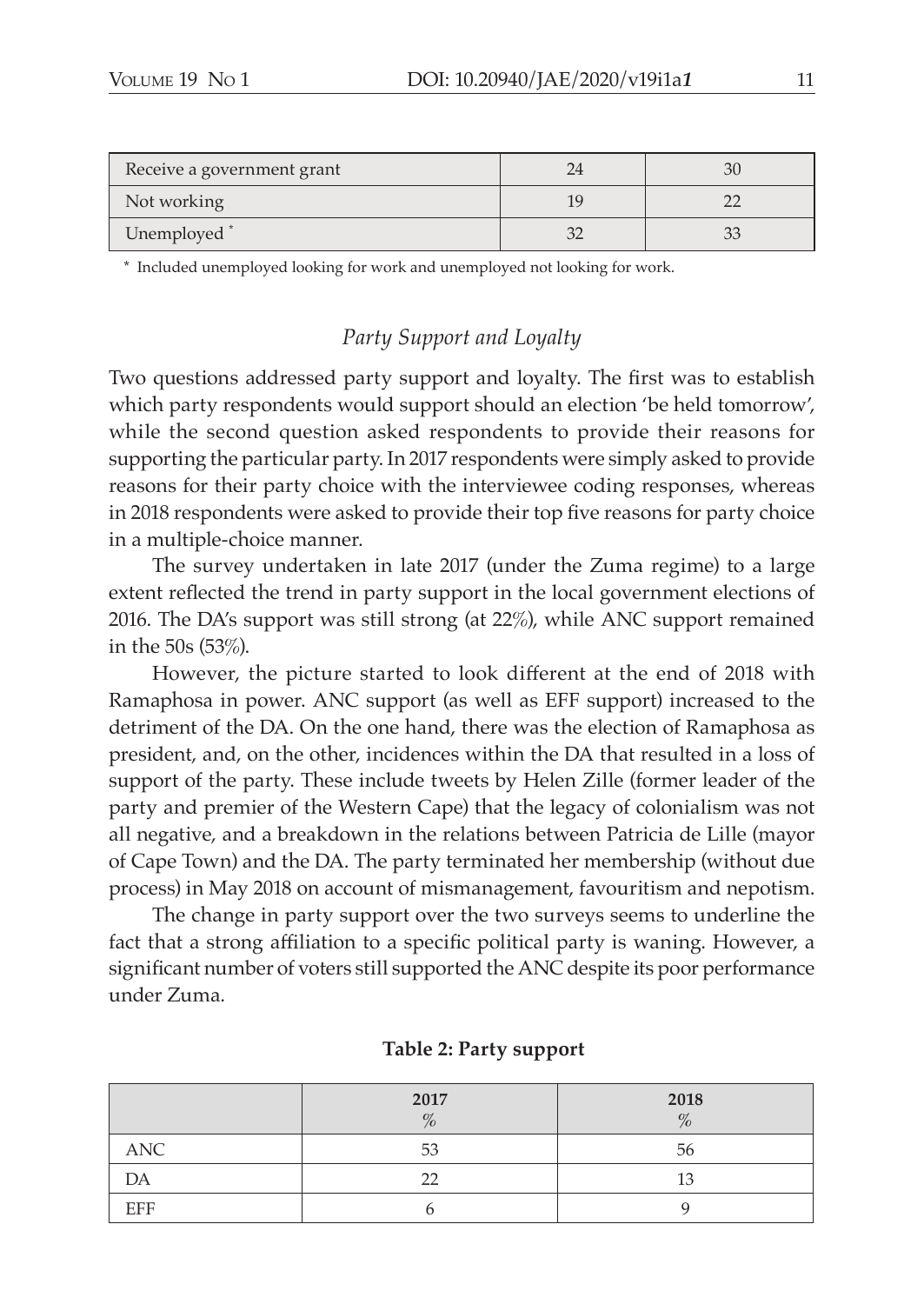| Receive a government grant | 24 | 30 |
|---|---|---|
| Not working | 19 | 22 |
| Unemployed * | 32 | 33 |

* Included unemployed looking for work and unemployed not looking for work.

### *Party Support and Loyalty*

Two questions addressed party support and loyalty. The first was to establish which party respondents would support should an election 'be held tomorrow', while the second question asked respondents to provide their reasons for supporting the particular party. In 2017 respondents were simply asked to provide reasons for their party choice with the interviewee coding responses, whereas in 2018 respondents were asked to provide their top five reasons for party choice in a multiple-choice manner.

The survey undertaken in late 2017 (under the Zuma regime) to a large extent reflected the trend in party support in the local government elections of 2016. The DA's support was still strong (at 22%), while ANC support remained in the 50s (53%).

However, the picture started to look different at the end of 2018 with Ramaphosa in power. ANC support (as well as EFF support) increased to the detriment of the DA. On the one hand, there was the election of Ramaphosa as president, and, on the other, incidences within the DA that resulted in a loss of support of the party. These include tweets by Helen Zille (former leader of the party and premier of the Western Cape) that the legacy of colonialism was not all negative, and a breakdown in the relations between Patricia de Lille (mayor of Cape Town) and the DA. The party terminated her membership (without due process) in May 2018 on account of mismanagement, favouritism and nepotism.

The change in party support over the two surveys seems to underline the fact that a strong affiliation to a specific political party is waning. However, a significant number of voters still supported the ANC despite its poor performance under Zuma.

**Table 2: Party support**

| | 2017 % | 2018 % |
|---|---|---|
| ANC | 53 | 56 |
| DA | 22 | 13 |
| EFF | 6 | 9 |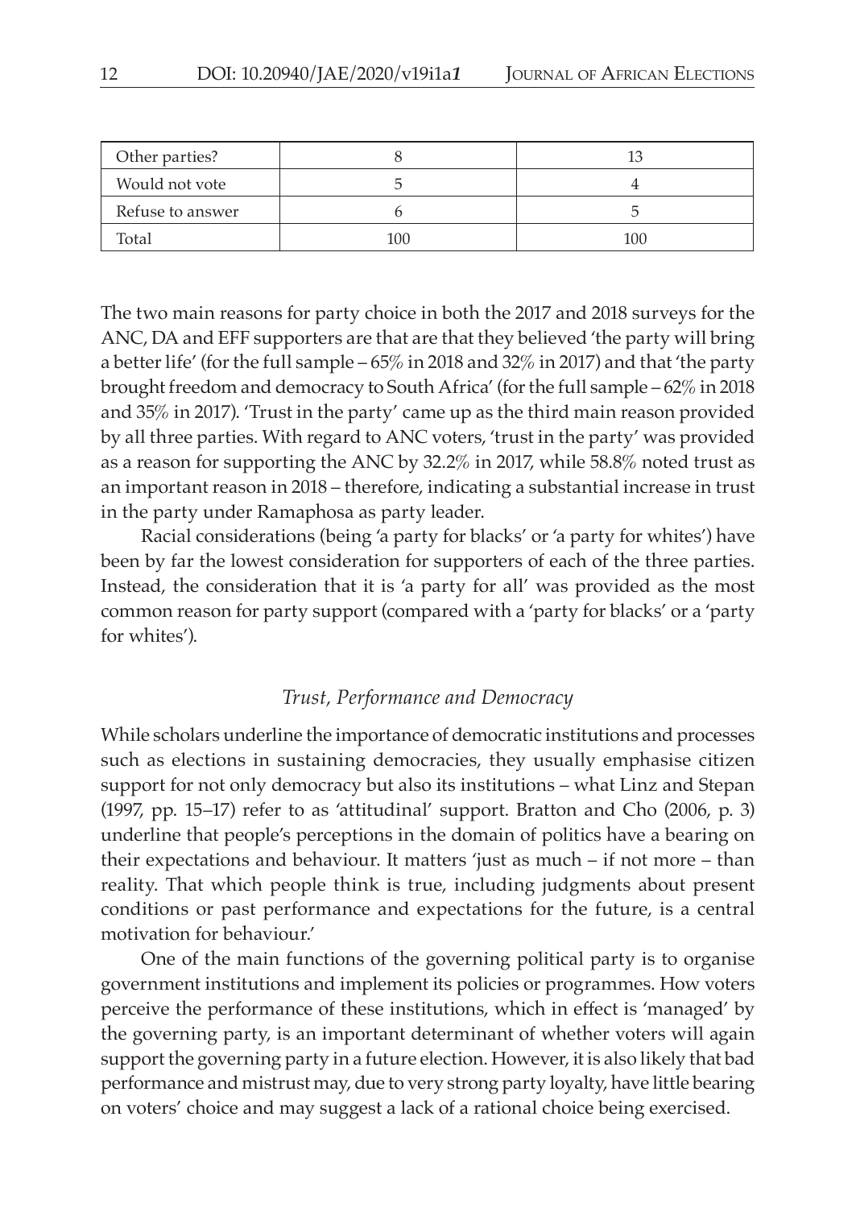| Other parties? | 8 | 13 |
|---|---|---|
| Would not vote | 5 | 4 |
| Refuse to answer | 6 | 5 |
| Total | 100 | 100 |

The two main reasons for party choice in both the 2017 and 2018 surveys for the ANC, DA and EFF supporters are that are that they believed 'the party will bring a better life' (for the full sample – 65% in 2018 and 32% in 2017) and that 'the party brought freedom and democracy to South Africa' (for the full sample – 62% in 2018 and 35% in 2017). 'Trust in the party' came up as the third main reason provided by all three parties. With regard to ANC voters, 'trust in the party' was provided as a reason for supporting the ANC by 32.2% in 2017, while 58.8% noted trust as an important reason in 2018 – therefore, indicating a substantial increase in trust in the party under Ramaphosa as party leader.

Racial considerations (being 'a party for blacks' or 'a party for whites') have been by far the lowest consideration for supporters of each of the three parties. Instead, the consideration that it is 'a party for all' was provided as the most common reason for party support (compared with a 'party for blacks' or a 'party for whites').

### *Trust, Performance and Democracy*

While scholars underline the importance of democratic institutions and processes such as elections in sustaining democracies, they usually emphasise citizen support for not only democracy but also its institutions – what Linz and Stepan (1997, pp. 15–17) refer to as 'attitudinal' support. Bratton and Cho (2006, p. 3) underline that people's perceptions in the domain of politics have a bearing on their expectations and behaviour. It matters 'just as much – if not more – than reality. That which people think is true, including judgments about present conditions or past performance and expectations for the future, is a central motivation for behaviour.'

One of the main functions of the governing political party is to organise government institutions and implement its policies or programmes. How voters perceive the performance of these institutions, which in effect is 'managed' by the governing party, is an important determinant of whether voters will again support the governing party in a future election. However, it is also likely that bad performance and mistrust may, due to very strong party loyalty, have little bearing on voters' choice and may suggest a lack of a rational choice being exercised.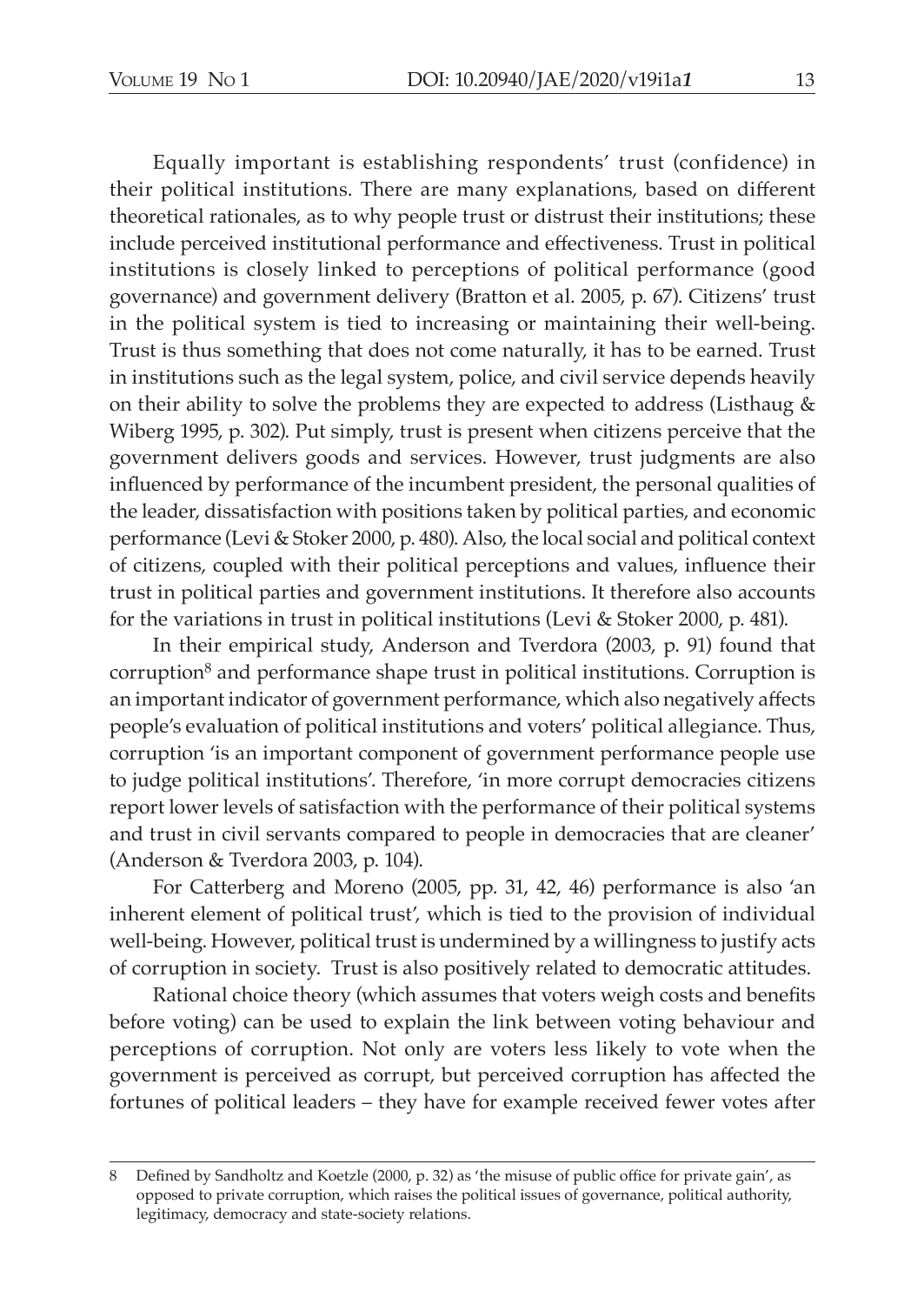Equally important is establishing respondents' trust (confidence) in their political institutions. There are many explanations, based on different theoretical rationales, as to why people trust or distrust their institutions; these include perceived institutional performance and effectiveness. Trust in political institutions is closely linked to perceptions of political performance (good governance) and government delivery (Bratton et al. 2005, p. 67). Citizens' trust in the political system is tied to increasing or maintaining their well-being. Trust is thus something that does not come naturally, it has to be earned. Trust in institutions such as the legal system, police, and civil service depends heavily on their ability to solve the problems they are expected to address (Listhaug & Wiberg 1995, p. 302). Put simply, trust is present when citizens perceive that the government delivers goods and services. However, trust judgments are also influenced by performance of the incumbent president, the personal qualities of the leader, dissatisfaction with positions taken by political parties, and economic performance (Levi & Stoker 2000, p. 480). Also, the local social and political context of citizens, coupled with their political perceptions and values, influence their trust in political parties and government institutions. It therefore also accounts for the variations in trust in political institutions (Levi & Stoker 2000, p. 481).

In their empirical study, Anderson and Tverdora (2003, p. 91) found that corruption[8] and performance shape trust in political institutions. Corruption is an important indicator of government performance, which also negatively affects people's evaluation of political institutions and voters' political allegiance. Thus, corruption 'is an important component of government performance people use to judge political institutions'. Therefore, 'in more corrupt democracies citizens report lower levels of satisfaction with the performance of their political systems and trust in civil servants compared to people in democracies that are cleaner' (Anderson & Tverdora 2003, p. 104).

For Catterberg and Moreno (2005, pp. 31, 42, 46) performance is also 'an inherent element of political trust', which is tied to the provision of individual well-being. However, political trust is undermined by a willingness to justify acts of corruption in society. Trust is also positively related to democratic attitudes.

Rational choice theory (which assumes that voters weigh costs and benefits before voting) can be used to explain the link between voting behaviour and perceptions of corruption. Not only are voters less likely to vote when the government is perceived as corrupt, but perceived corruption has affected the fortunes of political leaders – they have for example received fewer votes after

---

8 Defined by Sandholtz and Koetzle (2000, p. 32) as 'the misuse of public office for private gain', as opposed to private corruption, which raises the political issues of governance, political authority, legitimacy, democracy and state-society relations.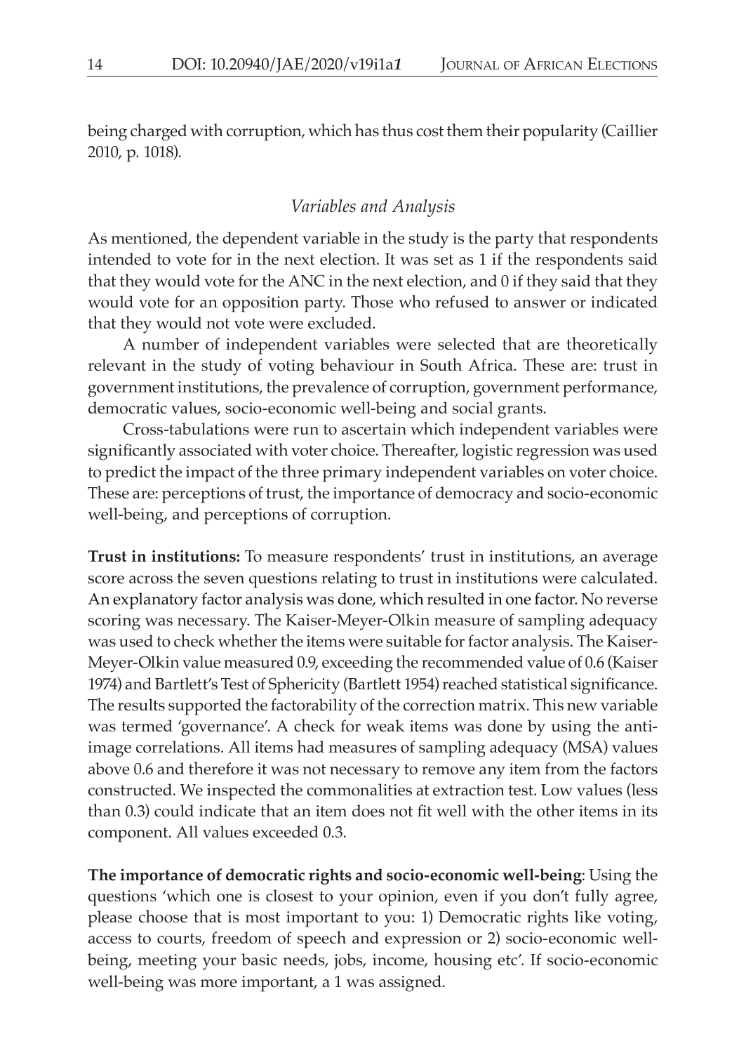being charged with corruption, which has thus cost them their popularity (Caillier 2010, p. 1018).

### *Variables and Analysis*

As mentioned, the dependent variable in the study is the party that respondents intended to vote for in the next election. It was set as 1 if the respondents said that they would vote for the ANC in the next election, and 0 if they said that they would vote for an opposition party. Those who refused to answer or indicated that they would not vote were excluded.

A number of independent variables were selected that are theoretically relevant in the study of voting behaviour in South Africa. These are: trust in government institutions, the prevalence of corruption, government performance, democratic values, socio-economic well-being and social grants.

Cross-tabulations were run to ascertain which independent variables were significantly associated with voter choice. Thereafter, logistic regression was used to predict the impact of the three primary independent variables on voter choice. These are: perceptions of trust, the importance of democracy and socio-economic well-being, and perceptions of corruption.

**Trust in institutions:** To measure respondents' trust in institutions, an average score across the seven questions relating to trust in institutions were calculated. An explanatory factor analysis was done, which resulted in one factor. No reverse scoring was necessary. The Kaiser-Meyer-Olkin measure of sampling adequacy was used to check whether the items were suitable for factor analysis. The Kaiser-Meyer-Olkin value measured 0.9, exceeding the recommended value of 0.6 (Kaiser 1974) and Bartlett's Test of Sphericity (Bartlett 1954) reached statistical significance. The results supported the factorability of the correction matrix. This new variable was termed 'governance'. A check for weak items was done by using the anti-image correlations. All items had measures of sampling adequacy (MSA) values above 0.6 and therefore it was not necessary to remove any item from the factors constructed. We inspected the commonalities at extraction test. Low values (less than 0.3) could indicate that an item does not fit well with the other items in its component. All values exceeded 0.3.

**The importance of democratic rights and socio-economic well-being**: Using the questions 'which one is closest to your opinion, even if you don't fully agree, please choose that is most important to you: 1) Democratic rights like voting, access to courts, freedom of speech and expression or 2) socio-economic well-being, meeting your basic needs, jobs, income, housing etc'. If socio-economic well-being was more important, a 1 was assigned.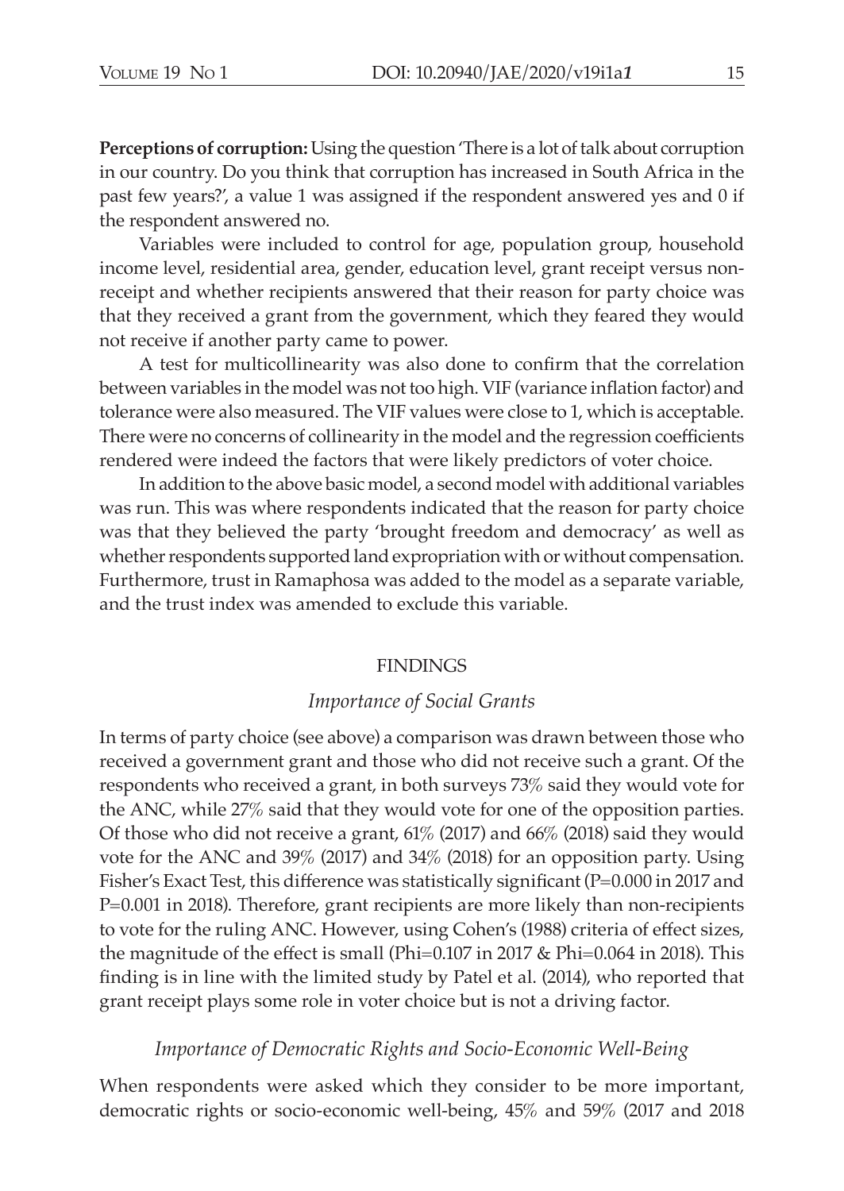**Perceptions of corruption:** Using the question 'There is a lot of talk about corruption in our country. Do you think that corruption has increased in South Africa in the past few years?', a value 1 was assigned if the respondent answered yes and 0 if the respondent answered no.

Variables were included to control for age, population group, household income level, residential area, gender, education level, grant receipt versus non-receipt and whether recipients answered that their reason for party choice was that they received a grant from the government, which they feared they would not receive if another party came to power.

A test for multicollinearity was also done to confirm that the correlation between variables in the model was not too high. VIF (variance inflation factor) and tolerance were also measured. The VIF values were close to 1, which is acceptable. There were no concerns of collinearity in the model and the regression coefficients rendered were indeed the factors that were likely predictors of voter choice.

In addition to the above basic model, a second model with additional variables was run. This was where respondents indicated that the reason for party choice was that they believed the party 'brought freedom and democracy' as well as whether respondents supported land expropriation with or without compensation. Furthermore, trust in Ramaphosa was added to the model as a separate variable, and the trust index was amended to exclude this variable.

## FINDINGS

### *Importance of Social Grants*

In terms of party choice (see above) a comparison was drawn between those who received a government grant and those who did not receive such a grant. Of the respondents who received a grant, in both surveys 73% said they would vote for the ANC, while 27% said that they would vote for one of the opposition parties. Of those who did not receive a grant, 61% (2017) and 66% (2018) said they would vote for the ANC and 39% (2017) and 34% (2018) for an opposition party. Using Fisher's Exact Test, this difference was statistically significant ($P=0.000$ in 2017 and $P=0.001$ in 2018). Therefore, grant recipients are more likely than non-recipients to vote for the ruling ANC. However, using Cohen's (1988) criteria of effect sizes, the magnitude of the effect is small ($Phi=0.107$ in 2017 & $Phi=0.064$ in 2018). This finding is in line with the limited study by Patel et al. (2014), who reported that grant receipt plays some role in voter choice but is not a driving factor.

### *Importance of Democratic Rights and Socio-Economic Well-Being*

When respondents were asked which they consider to be more important, democratic rights or socio-economic well-being, 45% and 59% (2017 and 2018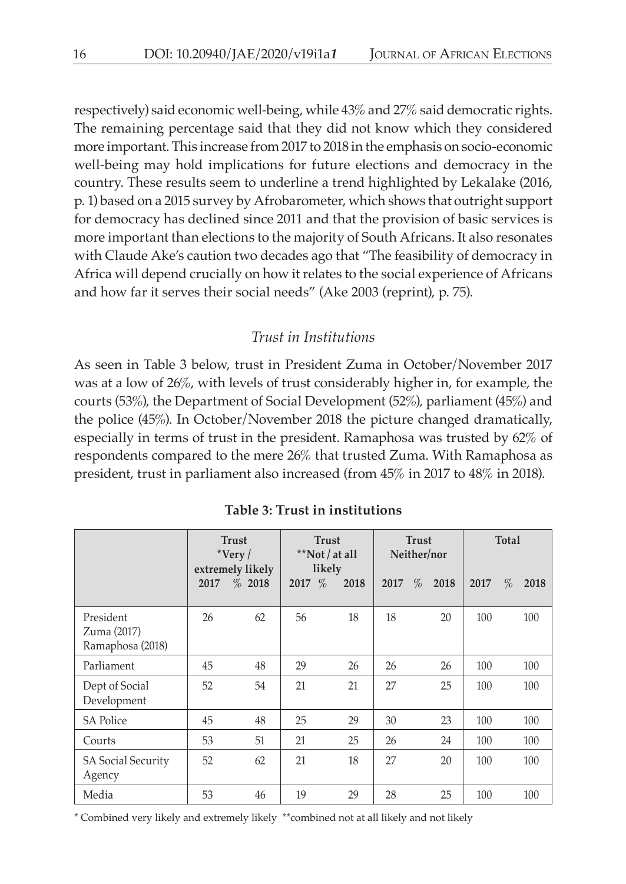respectively) said economic well-being, while 43% and 27% said democratic rights. The remaining percentage said that they did not know which they considered more important. This increase from 2017 to 2018 in the emphasis on socio-economic well-being may hold implications for future elections and democracy in the country. These results seem to underline a trend highlighted by Lekalake (2016, p. 1) based on a 2015 survey by Afrobarometer, which shows that outright support for democracy has declined since 2011 and that the provision of basic services is more important than elections to the majority of South Africans. It also resonates with Claude Ake's caution two decades ago that "The feasibility of democracy in Africa will depend crucially on how it relates to the social experience of Africans and how far it serves their social needs" (Ake 2003 (reprint), p. 75).

### *Trust in Institutions*

As seen in Table 3 below, trust in President Zuma in October/November 2017 was at a low of 26%, with levels of trust considerably higher in, for example, the courts (53%), the Department of Social Development (52%), parliament (45%) and the police (45%). In October/November 2018 the picture changed dramatically, especially in terms of trust in the president. Ramaphosa was trusted by 62% of respondents compared to the mere 26% that trusted Zuma. With Ramaphosa as president, trust in parliament also increased (from 45% in 2017 to 48% in 2018).

**Table 3: Trust in institutions**

| | Trust *Very / extremely likely % | | Trust **Not / at all likely % | | Trust Neither/nor % | | Total % | |
|---|---|---|---|---|---|---|---|---|
| | 2017 | 2018 | 2017 | 2018 | 2017 | 2018 | 2017 | 2018 |
| President Zuma (2017) Ramaphosa (2018) | 26 | 62 | 56 | 18 | 18 | 20 | 100 | 100 |
| Parliament | 45 | 48 | 29 | 26 | 26 | 26 | 100 | 100 |
| Dept of Social Development | 52 | 54 | 21 | 21 | 27 | 25 | 100 | 100 |
| SA Police | 45 | 48 | 25 | 29 | 30 | 23 | 100 | 100 |
| Courts | 53 | 51 | 21 | 25 | 26 | 24 | 100 | 100 |
| SA Social Security Agency | 52 | 62 | 21 | 18 | 27 | 20 | 100 | 100 |
| Media | 53 | 46 | 19 | 29 | 28 | 25 | 100 | 100 |

* Combined very likely and extremely likely **combined not at all likely and not likely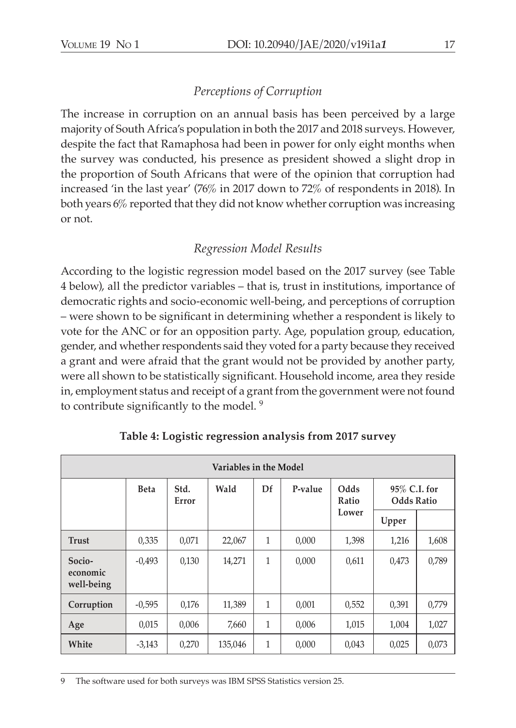### *Perceptions of Corruption*

The increase in corruption on an annual basis has been perceived by a large majority of South Africa's population in both the 2017 and 2018 surveys. However, despite the fact that Ramaphosa had been in power for only eight months when the survey was conducted, his presence as president showed a slight drop in the proportion of South Africans that were of the opinion that corruption had increased 'in the last year' (76% in 2017 down to 72% of respondents in 2018). In both years 6% reported that they did not know whether corruption was increasing or not.

### *Regression Model Results*

According to the logistic regression model based on the 2017 survey (see Table 4 below), all the predictor variables – that is, trust in institutions, importance of democratic rights and socio-economic well-being, and perceptions of corruption – were shown to be significant in determining whether a respondent is likely to vote for the ANC or for an opposition party. Age, population group, education, gender, and whether respondents said they voted for a party because they received a grant and were afraid that the grant would not be provided by another party, were all shown to be statistically significant. Household income, area they reside in, employment status and receipt of a grant from the government were not found to contribute significantly to the model. [9]

**Table 4: Logistic regression analysis from 2017 survey**

| Variables in the Model | | | | | | | | |
|---|---|---|---|---|---|---|---|---|
| | Beta | Std. Error | Wald | Df | P-value | Odds Ratio | 95% C.I. for Odds Ratio | |
| | | | | | | Lower | Upper | |
| **Trust** | 0,335 | 0,071 | 22,067 | 1 | 0,000 | 1,398 | 1,216 | 1,608 |
| **Socio-economic well-being** | -0,493 | 0,130 | 14,271 | 1 | 0,000 | 0,611 | 0,473 | 0,789 |
| **Corruption** | -0,595 | 0,176 | 11,389 | 1 | 0,001 | 0,552 | 0,391 | 0,779 |
| **Age** | 0,015 | 0,006 | 7,660 | 1 | 0,006 | 1,015 | 1,004 | 1,027 |
| **White** | -3,143 | 0,270 | 135,046 | 1 | 0,000 | 0,043 | 0,025 | 0,073 |

9 The software used for both surveys was IBM SPSS Statistics version 25.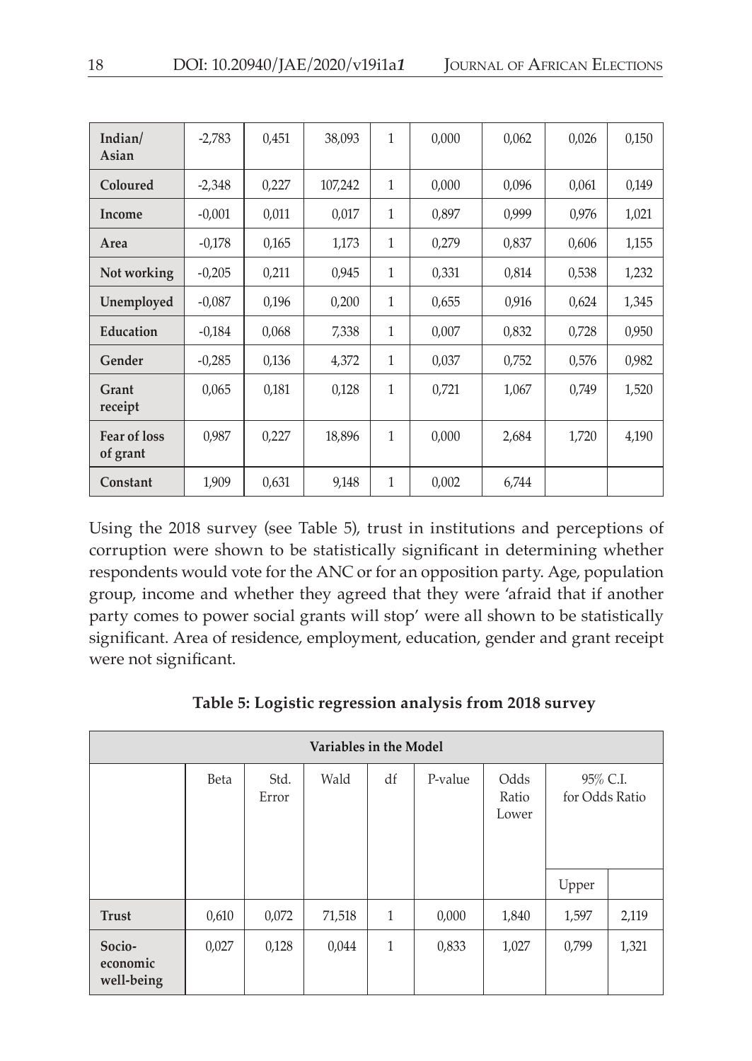| Indian/ Asian | -2,783 | 0,451 | 38,093 | 1 | 0,000 | 0,062 | 0,026 | 0,150 |
|---|---|---|---|---|---|---|---|---|
| Coloured | -2,348 | 0,227 | 107,242 | 1 | 0,000 | 0,096 | 0,061 | 0,149 |
| Income | -0,001 | 0,011 | 0,017 | 1 | 0,897 | 0,999 | 0,976 | 1,021 |
| Area | -0,178 | 0,165 | 1,173 | 1 | 0,279 | 0,837 | 0,606 | 1,155 |
| Not working | -0,205 | 0,211 | 0,945 | 1 | 0,331 | 0,814 | 0,538 | 1,232 |
| Unemployed | -0,087 | 0,196 | 0,200 | 1 | 0,655 | 0,916 | 0,624 | 1,345 |
| Education | -0,184 | 0,068 | 7,338 | 1 | 0,007 | 0,832 | 0,728 | 0,950 |
| Gender | -0,285 | 0,136 | 4,372 | 1 | 0,037 | 0,752 | 0,576 | 0,982 |
| Grant receipt | 0,065 | 0,181 | 0,128 | 1 | 0,721 | 1,067 | 0,749 | 1,520 |
| Fear of loss of grant | 0,987 | 0,227 | 18,896 | 1 | 0,000 | 2,684 | 1,720 | 4,190 |
| Constant | 1,909 | 0,631 | 9,148 | 1 | 0,002 | 6,744 | | |

Using the 2018 survey (see Table 5), trust in institutions and perceptions of corruption were shown to be statistically significant in determining whether respondents would vote for the ANC or for an opposition party. Age, population group, income and whether they agreed that they were 'afraid that if another party comes to power social grants will stop' were all shown to be statistically significant. Area of residence, employment, education, gender and grant receipt were not significant.

**Table 5: Logistic regression analysis from 2018 survey**

| Variables in the Model | | | | | | | | |
|---|---|---|---|---|---|---|---|---|
| | Beta | Std. Error | Wald | df | P-value | Odds Ratio Lower | 95% C.I. for Odds Ratio | |
| | | | | | | | Upper | |
| **Trust** | 0,610 | 0,072 | 71,518 | 1 | 0,000 | 1,840 | 1,597 | 2,119 |
| **Socio-economic well-being** | 0,027 | 0,128 | 0,044 | 1 | 0,833 | 1,027 | 0,799 | 1,321 |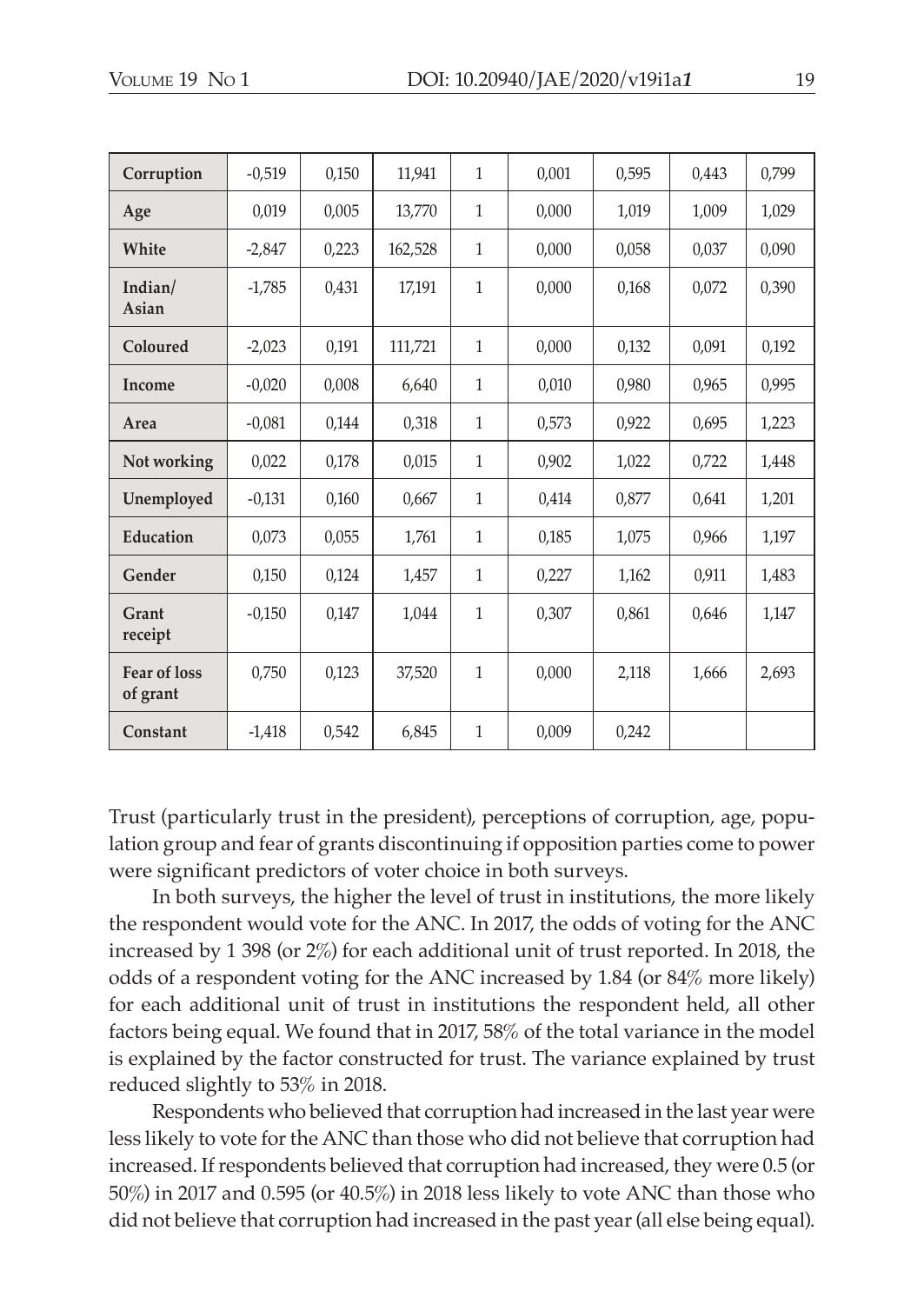| Corruption | -0,519 | 0,150 | 11,941 | 1 | 0,001 | 0,595 | 0,443 | 0,799 |
|---|---|---|---|---|---|---|---|---|
| Age | 0,019 | 0,005 | 13,770 | 1 | 0,000 | 1,019 | 1,009 | 1,029 |
| White | -2,847 | 0,223 | 162,528 | 1 | 0,000 | 0,058 | 0,037 | 0,090 |
| Indian/ Asian | -1,785 | 0,431 | 17,191 | 1 | 0,000 | 0,168 | 0,072 | 0,390 |
| Coloured | -2,023 | 0,191 | 111,721 | 1 | 0,000 | 0,132 | 0,091 | 0,192 |
| Income | -0,020 | 0,008 | 6,640 | 1 | 0,010 | 0,980 | 0,965 | 0,995 |
| Area | -0,081 | 0,144 | 0,318 | 1 | 0,573 | 0,922 | 0,695 | 1,223 |
| Not working | 0,022 | 0,178 | 0,015 | 1 | 0,902 | 1,022 | 0,722 | 1,448 |
| Unemployed | -0,131 | 0,160 | 0,667 | 1 | 0,414 | 0,877 | 0,641 | 1,201 |
| Education | 0,073 | 0,055 | 1,761 | 1 | 0,185 | 1,075 | 0,966 | 1,197 |
| Gender | 0,150 | 0,124 | 1,457 | 1 | 0,227 | 1,162 | 0,911 | 1,483 |
| Grant receipt | -0,150 | 0,147 | 1,044 | 1 | 0,307 | 0,861 | 0,646 | 1,147 |
| Fear of loss of grant | 0,750 | 0,123 | 37,520 | 1 | 0,000 | 2,118 | 1,666 | 2,693 |
| Constant | -1,418 | 0,542 | 6,845 | 1 | 0,009 | 0,242 | | |

Trust (particularly trust in the president), perceptions of corruption, age, population group and fear of grants discontinuing if opposition parties come to power were significant predictors of voter choice in both surveys.

In both surveys, the higher the level of trust in institutions, the more likely the respondent would vote for the ANC. In 2017, the odds of voting for the ANC increased by 1 398 (or 2%) for each additional unit of trust reported. In 2018, the odds of a respondent voting for the ANC increased by 1.84 (or 84% more likely) for each additional unit of trust in institutions the respondent held, all other factors being equal. We found that in 2017, 58% of the total variance in the model is explained by the factor constructed for trust. The variance explained by trust reduced slightly to 53% in 2018.

Respondents who believed that corruption had increased in the last year were less likely to vote for the ANC than those who did not believe that corruption had increased. If respondents believed that corruption had increased, they were 0.5 (or 50%) in 2017 and 0.595 (or 40.5%) in 2018 less likely to vote ANC than those who did not believe that corruption had increased in the past year (all else being equal).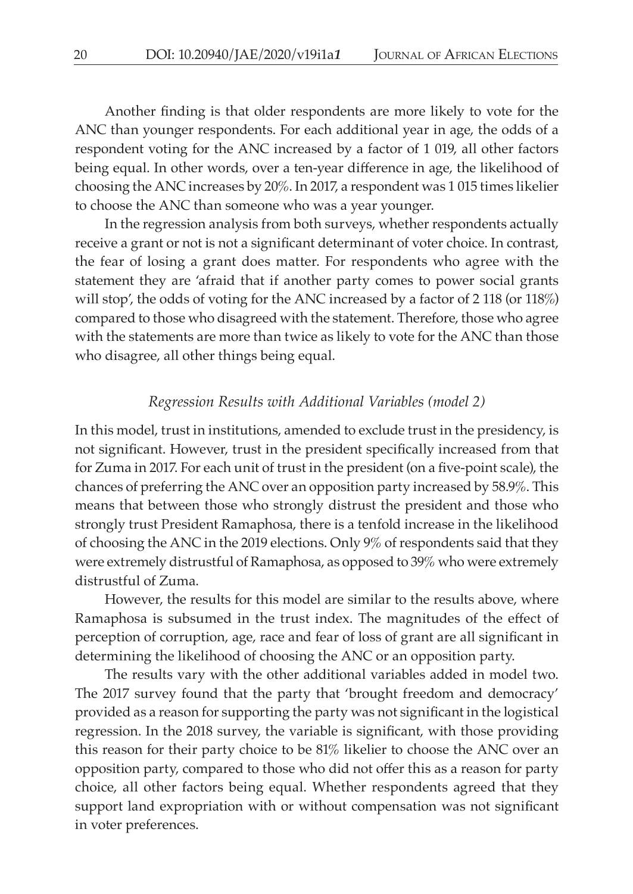Another finding is that older respondents are more likely to vote for the ANC than younger respondents. For each additional year in age, the odds of a respondent voting for the ANC increased by a factor of 1 019, all other factors being equal. In other words, over a ten-year difference in age, the likelihood of choosing the ANC increases by 20%. In 2017, a respondent was 1 015 times likelier to choose the ANC than someone who was a year younger.

In the regression analysis from both surveys, whether respondents actually receive a grant or not is not a significant determinant of voter choice. In contrast, the fear of losing a grant does matter. For respondents who agree with the statement they are 'afraid that if another party comes to power social grants will stop', the odds of voting for the ANC increased by a factor of 2 118 (or 118%) compared to those who disagreed with the statement. Therefore, those who agree with the statements are more than twice as likely to vote for the ANC than those who disagree, all other things being equal.

### *Regression Results with Additional Variables (model 2)*

In this model, trust in institutions, amended to exclude trust in the presidency, is not significant. However, trust in the president specifically increased from that for Zuma in 2017. For each unit of trust in the president (on a five-point scale), the chances of preferring the ANC over an opposition party increased by 58.9%. This means that between those who strongly distrust the president and those who strongly trust President Ramaphosa, there is a tenfold increase in the likelihood of choosing the ANC in the 2019 elections. Only 9% of respondents said that they were extremely distrustful of Ramaphosa, as opposed to 39% who were extremely distrustful of Zuma.

However, the results for this model are similar to the results above, where Ramaphosa is subsumed in the trust index. The magnitudes of the effect of perception of corruption, age, race and fear of loss of grant are all significant in determining the likelihood of choosing the ANC or an opposition party.

The results vary with the other additional variables added in model two. The 2017 survey found that the party that 'brought freedom and democracy' provided as a reason for supporting the party was not significant in the logistical regression. In the 2018 survey, the variable is significant, with those providing this reason for their party choice to be 81% likelier to choose the ANC over an opposition party, compared to those who did not offer this as a reason for party choice, all other factors being equal. Whether respondents agreed that they support land expropriation with or without compensation was not significant in voter preferences.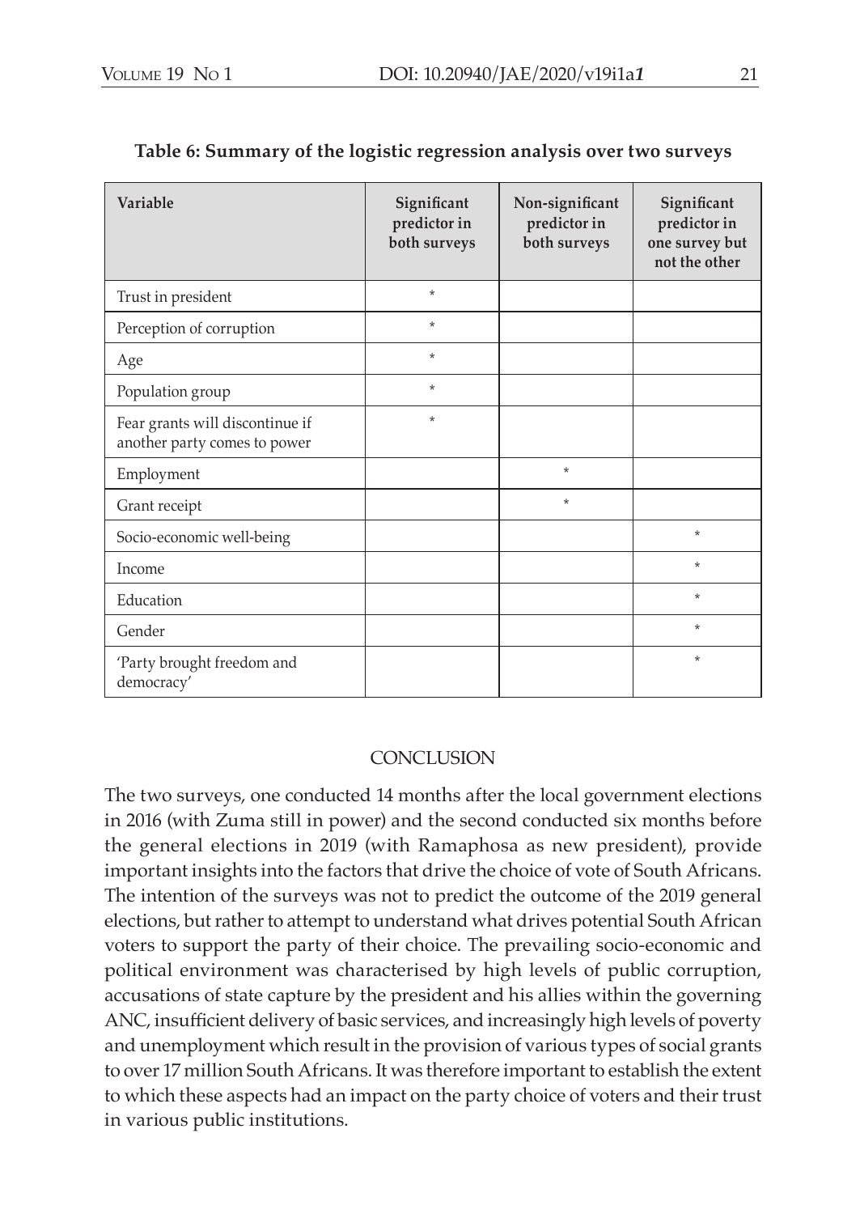**Table 6: Summary of the logistic regression analysis over two surveys**

| Variable | Significant predictor in both surveys | Non-significant predictor in both surveys | Significant predictor in one survey but not the other |
|---|---|---|---|
| Trust in president | * | | |
| Perception of corruption | * | | |
| Age | * | | |
| Population group | * | | |
| Fear grants will discontinue if another party comes to power | * | | |
| Employment | | * | |
| Grant receipt | | * | |
| Socio-economic well-being | | | * |
| Income | | | * |
| Education | | | * |
| Gender | | | * |
| 'Party brought freedom and democracy' | | | * |

## CONCLUSION

The two surveys, one conducted 14 months after the local government elections in 2016 (with Zuma still in power) and the second conducted six months before the general elections in 2019 (with Ramaphosa as new president), provide important insights into the factors that drive the choice of vote of South Africans. The intention of the surveys was not to predict the outcome of the 2019 general elections, but rather to attempt to understand what drives potential South African voters to support the party of their choice. The prevailing socio-economic and political environment was characterised by high levels of public corruption, accusations of state capture by the president and his allies within the governing ANC, insufficient delivery of basic services, and increasingly high levels of poverty and unemployment which result in the provision of various types of social grants to over 17 million South Africans. It was therefore important to establish the extent to which these aspects had an impact on the party choice of voters and their trust in various public institutions.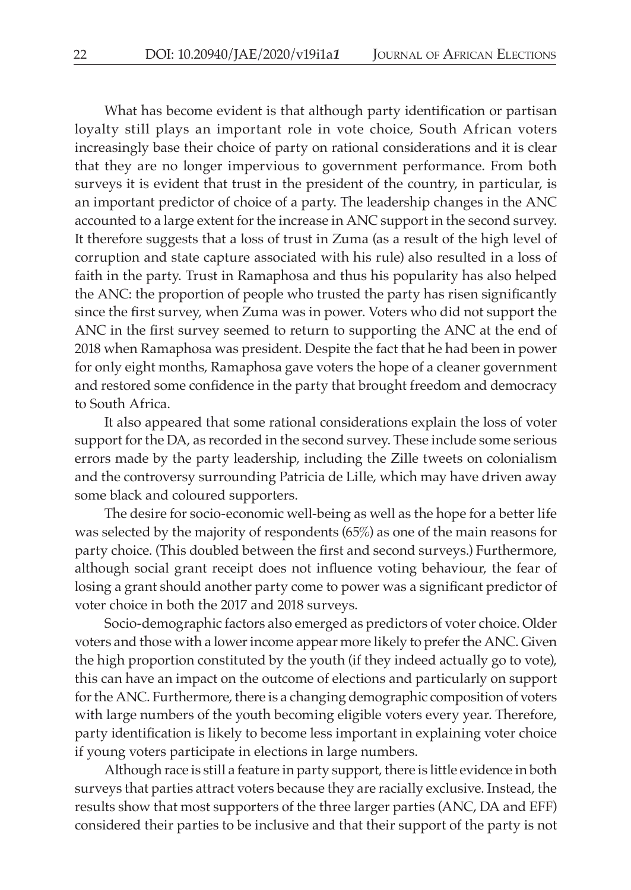What has become evident is that although party identification or partisan loyalty still plays an important role in vote choice, South African voters increasingly base their choice of party on rational considerations and it is clear that they are no longer impervious to government performance. From both surveys it is evident that trust in the president of the country, in particular, is an important predictor of choice of a party. The leadership changes in the ANC accounted to a large extent for the increase in ANC support in the second survey. It therefore suggests that a loss of trust in Zuma (as a result of the high level of corruption and state capture associated with his rule) also resulted in a loss of faith in the party. Trust in Ramaphosa and thus his popularity has also helped the ANC: the proportion of people who trusted the party has risen significantly since the first survey, when Zuma was in power. Voters who did not support the ANC in the first survey seemed to return to supporting the ANC at the end of 2018 when Ramaphosa was president. Despite the fact that he had been in power for only eight months, Ramaphosa gave voters the hope of a cleaner government and restored some confidence in the party that brought freedom and democracy to South Africa.

It also appeared that some rational considerations explain the loss of voter support for the DA, as recorded in the second survey. These include some serious errors made by the party leadership, including the Zille tweets on colonialism and the controversy surrounding Patricia de Lille, which may have driven away some black and coloured supporters.

The desire for socio-economic well-being as well as the hope for a better life was selected by the majority of respondents (65%) as one of the main reasons for party choice. (This doubled between the first and second surveys.) Furthermore, although social grant receipt does not influence voting behaviour, the fear of losing a grant should another party come to power was a significant predictor of voter choice in both the 2017 and 2018 surveys.

Socio-demographic factors also emerged as predictors of voter choice. Older voters and those with a lower income appear more likely to prefer the ANC. Given the high proportion constituted by the youth (if they indeed actually go to vote), this can have an impact on the outcome of elections and particularly on support for the ANC. Furthermore, there is a changing demographic composition of voters with large numbers of the youth becoming eligible voters every year. Therefore, party identification is likely to become less important in explaining voter choice if young voters participate in elections in large numbers.

Although race is still a feature in party support, there is little evidence in both surveys that parties attract voters because they are racially exclusive. Instead, the results show that most supporters of the three larger parties (ANC, DA and EFF) considered their parties to be inclusive and that their support of the party is not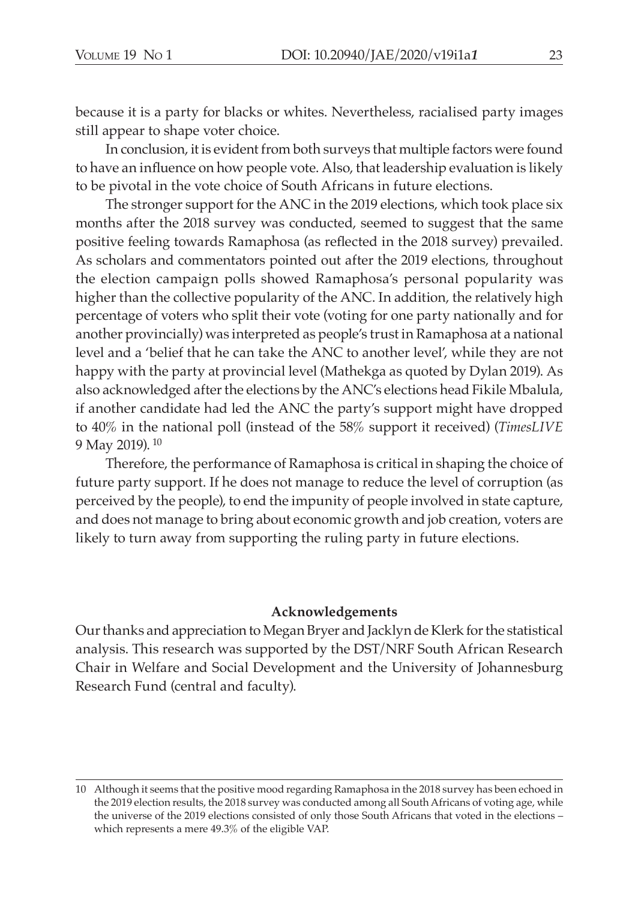because it is a party for blacks or whites. Nevertheless, racialised party images still appear to shape voter choice.

In conclusion, it is evident from both surveys that multiple factors were found to have an influence on how people vote. Also, that leadership evaluation is likely to be pivotal in the vote choice of South Africans in future elections.

The stronger support for the ANC in the 2019 elections, which took place six months after the 2018 survey was conducted, seemed to suggest that the same positive feeling towards Ramaphosa (as reflected in the 2018 survey) prevailed. As scholars and commentators pointed out after the 2019 elections, throughout the election campaign polls showed Ramaphosa's personal popularity was higher than the collective popularity of the ANC. In addition, the relatively high percentage of voters who split their vote (voting for one party nationally and for another provincially) was interpreted as people's trust in Ramaphosa at a national level and a 'belief that he can take the ANC to another level', while they are not happy with the party at provincial level (Mathekga as quoted by Dylan 2019). As also acknowledged after the elections by the ANC's elections head Fikile Mbalula, if another candidate had led the ANC the party's support might have dropped to 40% in the national poll (instead of the 58% support it received) (*TimesLIVE* 9 May 2019). [10]

Therefore, the performance of Ramaphosa is critical in shaping the choice of future party support. If he does not manage to reduce the level of corruption (as perceived by the people), to end the impunity of people involved in state capture, and does not manage to bring about economic growth and job creation, voters are likely to turn away from supporting the ruling party in future elections.

## Acknowledgements

Our thanks and appreciation to Megan Bryer and Jacklyn de Klerk for the statistical analysis. This research was supported by the DST/NRF South African Research Chair in Welfare and Social Development and the University of Johannesburg Research Fund (central and faculty).

---

10 Although it seems that the positive mood regarding Ramaphosa in the 2018 survey has been echoed in the 2019 election results, the 2018 survey was conducted among all South Africans of voting age, while the universe of the 2019 elections consisted of only those South Africans that voted in the elections – which represents a mere 49.3% of the eligible VAP.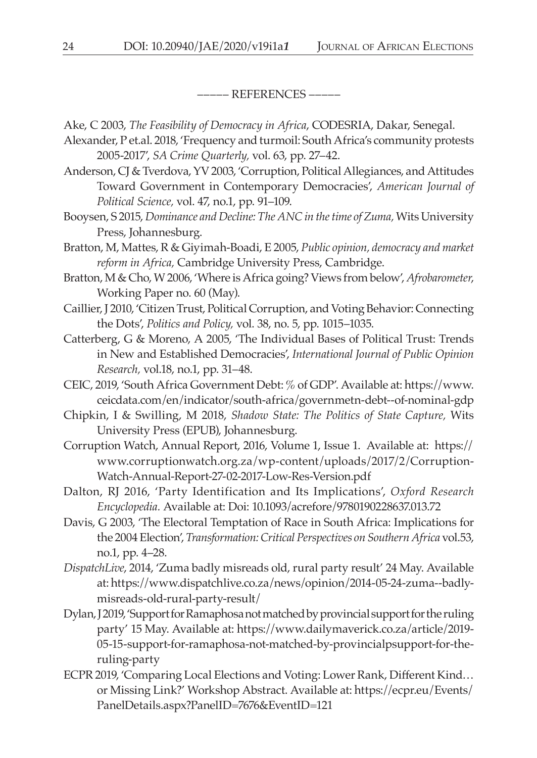––––– REFERENCES –––––

Ake, C 2003, *The Feasibility of Democracy in Africa*, CODESRIA, Dakar, Senegal.

Alexander, P et.al. 2018, 'Frequency and turmoil: South Africa's community protests 2005-2017', *SA Crime Quarterly,* vol. 63, pp. 27–42.

Anderson, CJ & Tverdova, YV 2003, 'Corruption, Political Allegiances, and Attitudes Toward Government in Contemporary Democracies', *American Journal of Political Science,* vol. 47, no.1, pp. 91–109.

Booysen, S 2015, *Dominance and Decline: The ANC in the time of Zuma,* Wits University Press, Johannesburg.

Bratton, M, Mattes, R & Giyimah-Boadi, E 2005, *Public opinion, democracy and market reform in Africa,* Cambridge University Press, Cambridge.

Bratton, M & Cho, W 2006, 'Where is Africa going? Views from below', *Afrobarometer*, Working Paper no. 60 (May).

Caillier, J 2010, 'Citizen Trust, Political Corruption, and Voting Behavior: Connecting the Dots', *Politics and Policy,* vol. 38, no. 5, pp. 1015–1035.

Catterberg, G & Moreno, A 2005, 'The Individual Bases of Political Trust: Trends in New and Established Democracies', *International Journal of Public Opinion Research,* vol.18, no.1, pp. 31–48.

CEIC, 2019, 'South Africa Government Debt: % of GDP'. Available at: https://www.ceicdata.com/en/indicator/south-africa/governmetn-debt--of-nominal-gdp

Chipkin, I & Swilling, M 2018, *Shadow State: The Politics of State Capture,* Wits University Press (EPUB), Johannesburg.

Corruption Watch, Annual Report, 2016, Volume 1, Issue 1. Available at: https://www.corruptionwatch.org.za/wp-content/uploads/2017/2/Corruption-Watch-Annual-Report-27-02-2017-Low-Res-Version.pdf

Dalton, RJ 2016, 'Party Identification and Its Implications', *Oxford Research Encyclopedia*. Available at: Doi: 10.1093/acrefore/9780190228637.013.72

Davis, G 2003, 'The Electoral Temptation of Race in South Africa: Implications for the 2004 Election', *Transformation: Critical Perspectives on Southern Africa* vol.53, no.1, pp. 4–28.

*DispatchLive*, 2014, 'Zuma badly misreads old, rural party result' 24 May. Available at: https://www.dispatchlive.co.za/news/opinion/2014-05-24-zuma--badly-misreads-old-rural-party-result/

Dylan, J 2019, 'Support for Ramaphosa not matched by provincial support for the ruling party' 15 May. Available at: https://www.dailymaverick.co.za/article/2019-05-15-support-for-ramaphosa-not-matched-by-provincialpsupport-for-the-ruling-party

ECPR 2019, 'Comparing Local Elections and Voting: Lower Rank, Different Kind… or Missing Link?' Workshop Abstract. Available at: https://ecpr.eu/Events/PanelDetails.aspx?PanelID=7676&EventID=121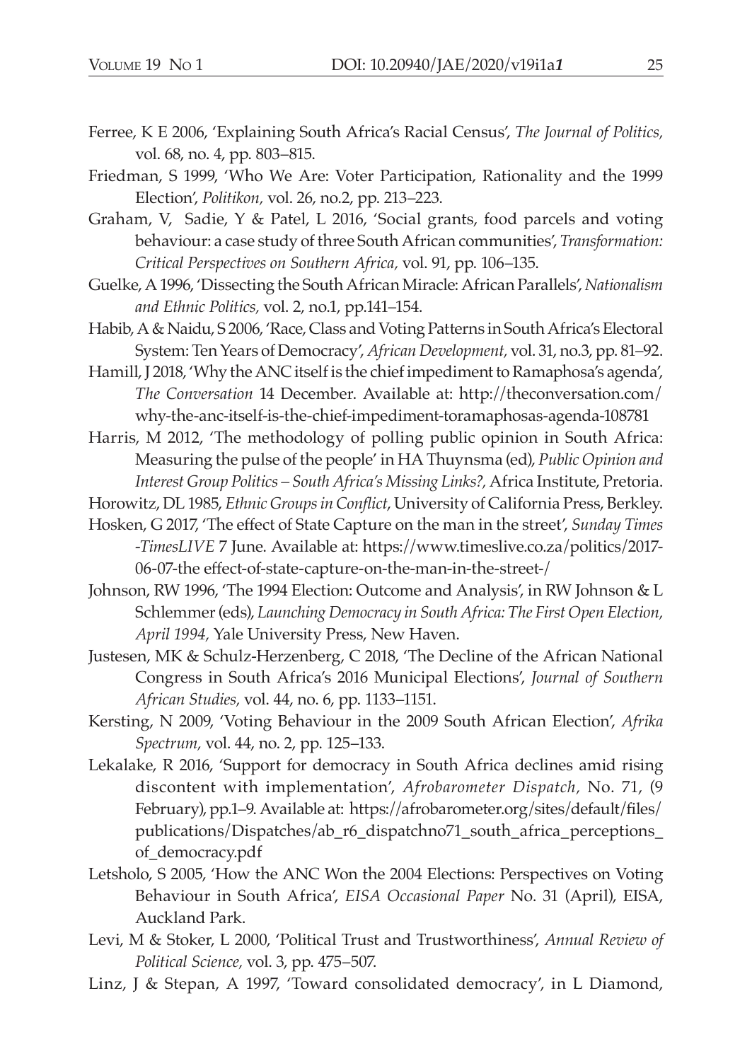Ferree, K E 2006, 'Explaining South Africa's Racial Census', *The Journal of Politics,* vol. 68, no. 4, pp. 803–815.

Friedman, S 1999, 'Who We Are: Voter Participation, Rationality and the 1999 Election', *Politikon,* vol. 26, no.2, pp. 213–223.

Graham, V, Sadie, Y & Patel, L 2016, 'Social grants, food parcels and voting behaviour: a case study of three South African communities', *Transformation: Critical Perspectives on Southern Africa,* vol. 91, pp. 106–135.

Guelke, A 1996, 'Dissecting the South African Miracle: African Parallels', *Nationalism and Ethnic Politics,* vol. 2, no.1, pp.141–154.

Habib, A & Naidu, S 2006, 'Race, Class and Voting Patterns in South Africa's Electoral System: Ten Years of Democracy', *African Development,* vol. 31, no.3, pp. 81–92.

Hamill, J 2018, 'Why the ANC itself is the chief impediment to Ramaphosa's agenda', *The Conversation* 14 December. Available at: http://theconversation.com/why-the-anc-itself-is-the-chief-impediment-toramaphosas-agenda-108781

Harris, M 2012, 'The methodology of polling public opinion in South Africa: Measuring the pulse of the people' in HA Thuynsma (ed), *Public Opinion and Interest Group Politics – South Africa's Missing Links?,* Africa Institute, Pretoria.

Horowitz, DL 1985, *Ethnic Groups in Conflict*, University of California Press, Berkley.

Hosken, G 2017, 'The effect of State Capture on the man in the street', *Sunday Times -TimesLIVE* 7 June. Available at: https://www.timeslive.co.za/politics/2017-06-07-the-effect-of-state-capture-on-the-man-in-the-street-/

Johnson, RW 1996, 'The 1994 Election: Outcome and Analysis', in RW Johnson & L Schlemmer (eds), *Launching Democracy in South Africa: The First Open Election, April 1994,* Yale University Press, New Haven.

Justesen, MK & Schulz-Herzenberg, C 2018, 'The Decline of the African National Congress in South Africa's 2016 Municipal Elections', *Journal of Southern African Studies,* vol. 44, no. 6, pp. 1133–1151.

Kersting, N 2009, 'Voting Behaviour in the 2009 South African Election', *Afrika Spectrum,* vol. 44, no. 2, pp. 125–133.

Lekalake, R 2016, 'Support for democracy in South Africa declines amid rising discontent with implementation', *Afrobarometer Dispatch,* No. 71, (9 February), pp.1–9. Available at: https://afrobarometer.org/sites/default/files/publications/Dispatches/ab_r6_dispatchno71_south_africa_perceptions_of_democracy.pdf

Letsholo, S 2005, 'How the ANC Won the 2004 Elections: Perspectives on Voting Behaviour in South Africa', *EISA Occasional Paper* No. 31 (April), EISA, Auckland Park.

Levi, M & Stoker, L 2000, 'Political Trust and Trustworthiness', *Annual Review of Political Science,* vol. 3, pp. 475–507.

Linz, J & Stepan, A 1997, 'Toward consolidated democracy', in L Diamond,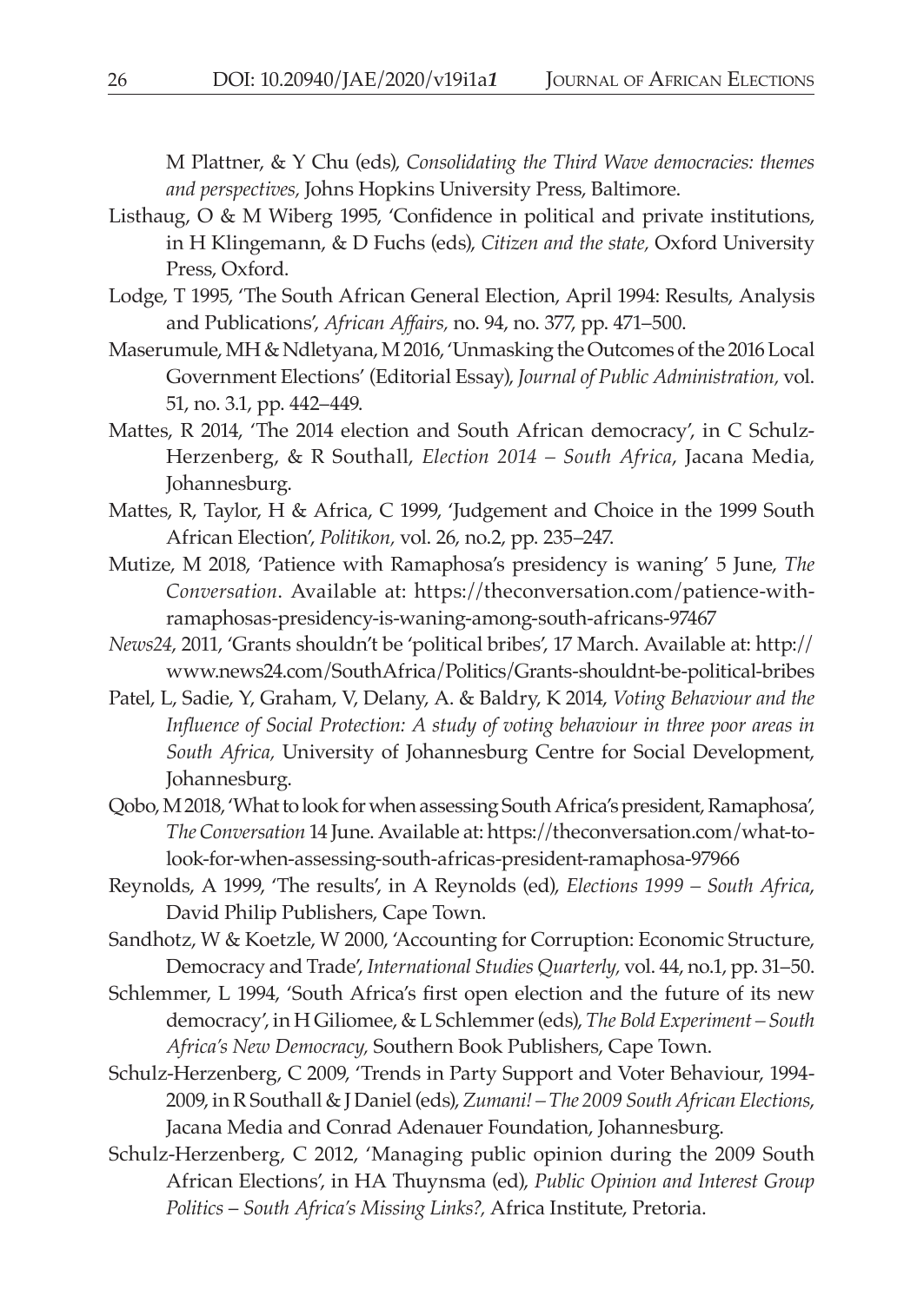M Plattner, & Y Chu (eds), *Consolidating the Third Wave democracies: themes and perspectives,* Johns Hopkins University Press, Baltimore.

Listhaug, O & M Wiberg 1995, 'Confidence in political and private institutions, in H Klingemann, & D Fuchs (eds), *Citizen and the state,* Oxford University Press, Oxford.

Lodge, T 1995, 'The South African General Election, April 1994: Results, Analysis and Publications', *African Affairs,* no. 94, no. 377, pp. 471–500.

Maserumule, MH & Ndletyana, M 2016, 'Unmasking the Outcomes of the 2016 Local Government Elections' (Editorial Essay), *Journal of Public Administration,* vol. 51, no. 3.1, pp. 442–449.

Mattes, R 2014, 'The 2014 election and South African democracy', in C Schulz-Herzenberg, & R Southall, *Election 2014 – South Africa*, Jacana Media, Johannesburg.

Mattes, R, Taylor, H & Africa, C 1999, 'Judgement and Choice in the 1999 South African Election', *Politikon,* vol. 26, no.2, pp. 235–247.

Mutize, M 2018, 'Patience with Ramaphosa's presidency is waning' 5 June, *The Conversation*. Available at: https://theconversation.com/patience-with-ramaphosas-presidency-is-waning-among-south-africans-97467

*News24*, 2011, 'Grants shouldn't be 'political bribes', 17 March. Available at: http://www.news24.com/SouthAfrica/Politics/Grants-shouldnt-be-political-bribes

Patel, L, Sadie, Y, Graham, V, Delany, A. & Baldry, K 2014, *Voting Behaviour and the Influence of Social Protection: A study of voting behaviour in three poor areas in South Africa,* University of Johannesburg Centre for Social Development, Johannesburg.

Qobo, M 2018, 'What to look for when assessing South Africa's president, Ramaphosa', *The Conversation* 14 June. Available at: https://theconversation.com/what-to-look-for-when-assessing-south-africas-president-ramaphosa-97966

Reynolds, A 1999, 'The results', in A Reynolds (ed), *Elections 1999 – South Africa*, David Philip Publishers, Cape Town.

Sandhotz, W & Koetzle, W 2000, 'Accounting for Corruption: Economic Structure, Democracy and Trade', *International Studies Quarterly,* vol. 44, no.1, pp. 31–50.

Schlemmer, L 1994, 'South Africa's first open election and the future of its new democracy', in H Giliomee, & L Schlemmer (eds), *The Bold Experiment – South Africa's New Democracy,* Southern Book Publishers, Cape Town.

Schulz-Herzenberg, C 2009, 'Trends in Party Support and Voter Behaviour, 1994-2009, in R Southall & J Daniel (eds), *Zumani! – The 2009 South African Elections*, Jacana Media and Conrad Adenauer Foundation, Johannesburg.

Schulz-Herzenberg, C 2012, 'Managing public opinion during the 2009 South African Elections', in HA Thuynsma (ed), *Public Opinion and Interest Group Politics – South Africa's Missing Links?,* Africa Institute, Pretoria.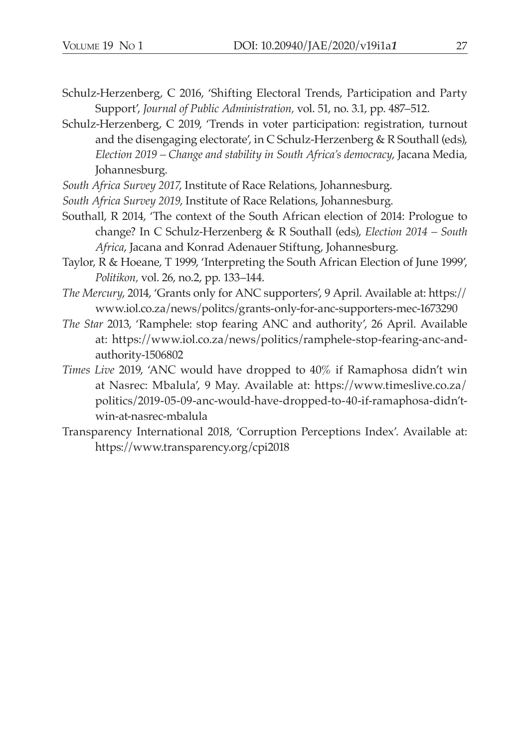Schulz-Herzenberg, C 2016, 'Shifting Electoral Trends, Participation and Party Support', *Journal of Public Administration,* vol. 51, no. 3.1, pp. 487–512.

Schulz-Herzenberg, C 2019, 'Trends in voter participation: registration, turnout and the disengaging electorate', in C Schulz-Herzenberg & R Southall (eds), *Election 2019 – Change and stability in South Africa's democracy*, Jacana Media, Johannesburg.

*South Africa Survey 2017*, Institute of Race Relations, Johannesburg.

*South Africa Survey 2019*, Institute of Race Relations, Johannesburg.

Southall, R 2014, 'The context of the South African election of 2014: Prologue to change? In C Schulz-Herzenberg & R Southall (eds), *Election 2014 – South Africa*, Jacana and Konrad Adenauer Stiftung, Johannesburg.

Taylor, R & Hoeane, T 1999, 'Interpreting the South African Election of June 1999', *Politikon,* vol. 26, no.2, pp. 133–144.

*The Mercury*, 2014, 'Grants only for ANC supporters', 9 April. Available at: https://www.iol.co.za/news/politcs/grants-only-for-anc-supporters-mec-1673290

*The Star* 2013, 'Ramphele: stop fearing ANC and authority', 26 April. Available at: https://www.iol.co.za/news/politics/ramphele-stop-fearing-anc-and-authority-1506802

*Times Live* 2019, 'ANC would have dropped to 40% if Ramaphosa didn't win at Nasrec: Mbalula', 9 May. Available at: https://www.timeslive.co.za/politics/2019-05-09-anc-would-have-dropped-to-40-if-ramaphosa-didn't-win-at-nasrec-mbalula

Transparency International 2018, 'Corruption Perceptions Index'. Available at: https://www.transparency.org/cpi2018